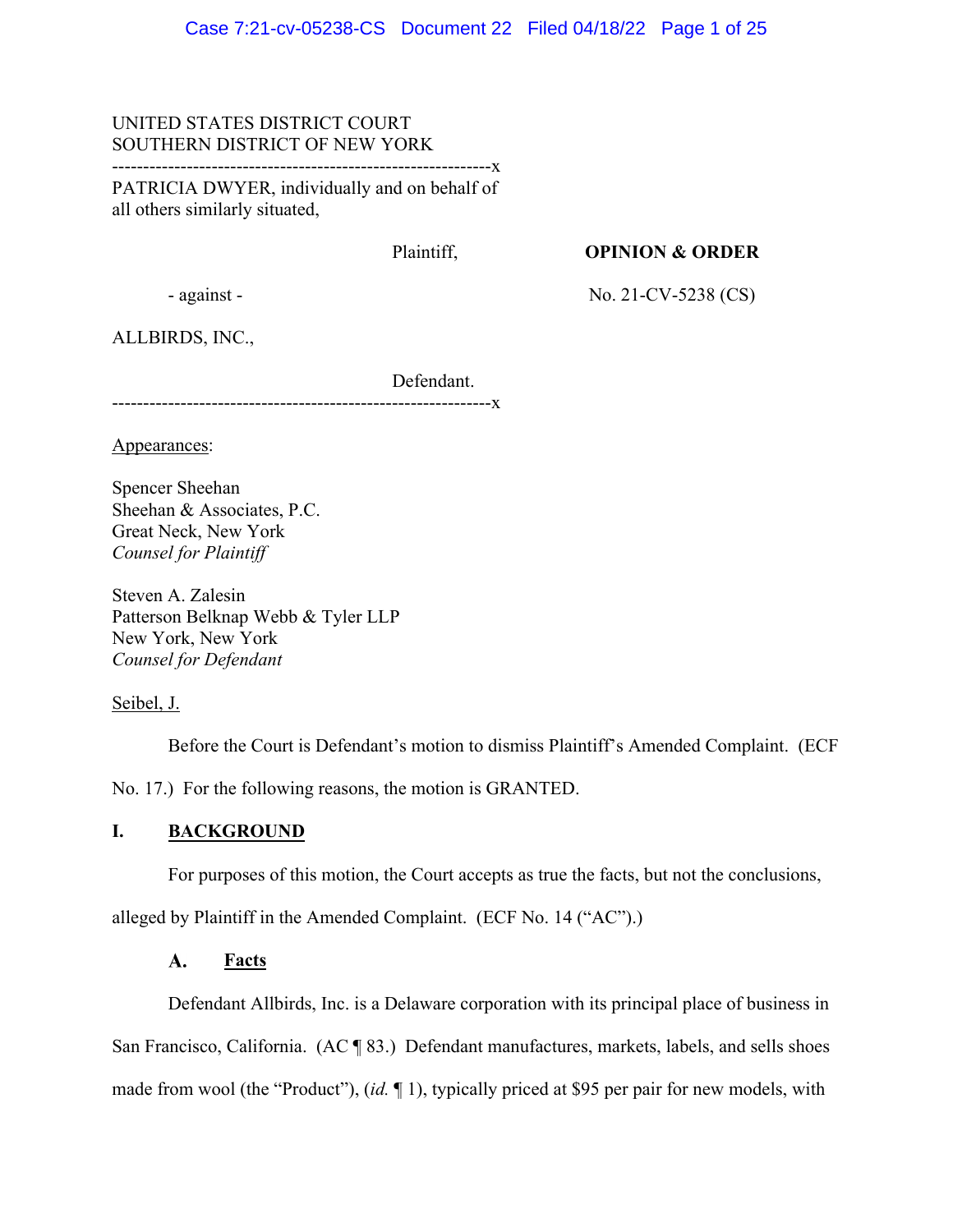UNITED STATES DISTRICT COURT
SOUTHERN DISTRICT OF NEW YORK

-------------------------------------------------------------x

PATRICIA DWYER, individually and on behalf of all others similarly situated,

Plaintiff,

- against -

ALLBIRDS, INC.,

Defendant.

-------------------------------------------------------------x

**OPINION & ORDER**

No. 21-CV-5238 (CS)

Appearances:

Spencer Sheehan
Sheehan & Associates, P.C.
Great Neck, New York
*Counsel for Plaintiff*

Steven A. Zalesin
Patterson Belknap Webb & Tyler LLP
New York, New York
*Counsel for Defendant*

Seibel, J.

Before the Court is Defendant's motion to dismiss Plaintiff's Amended Complaint. (ECF No. 17.) For the following reasons, the motion is GRANTED.

## I. BACKGROUND

For purposes of this motion, the Court accepts as true the facts, but not the conclusions, alleged by Plaintiff in the Amended Complaint. (ECF No. 14 ("AC").)

### A. Facts

Defendant Allbirds, Inc. is a Delaware corporation with its principal place of business in San Francisco, California. (AC ¶ 83.) Defendant manufactures, markets, labels, and sells shoes made from wool (the "Product"), (*id.* ¶ 1), typically priced at $95 per pair for new models, with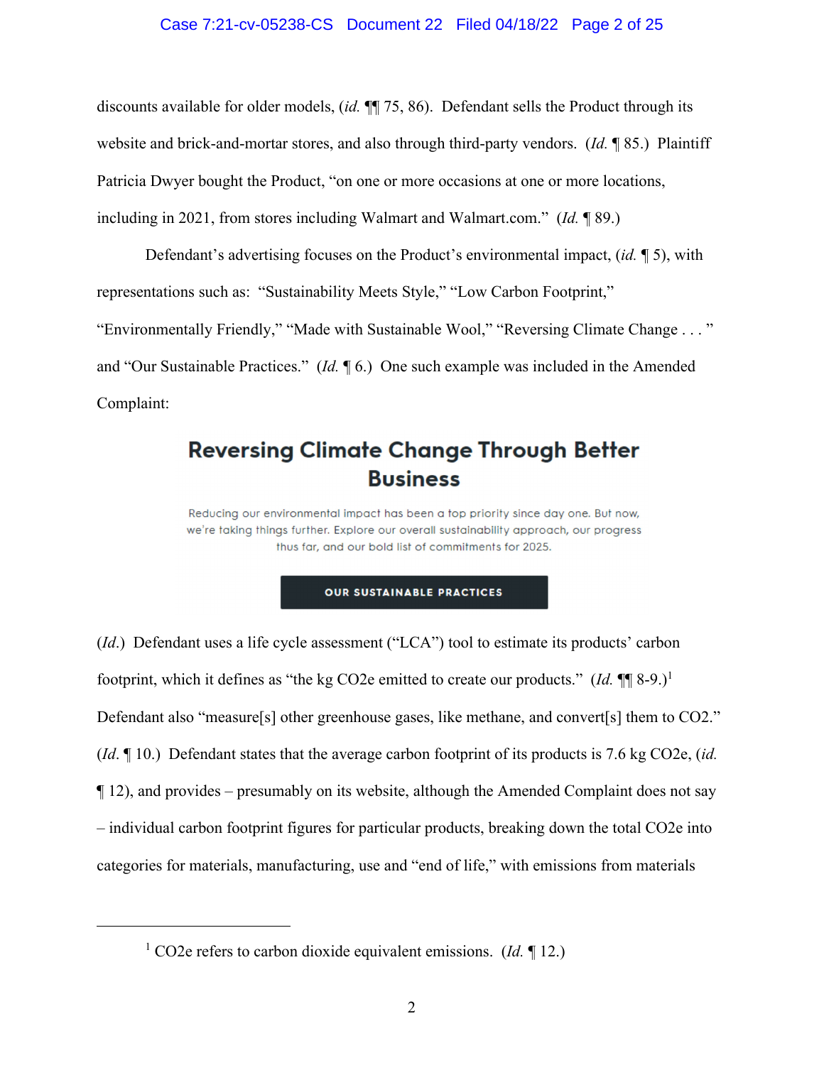discounts available for older models, (*id.* ¶¶ 75, 86). Defendant sells the Product through its website and brick-and-mortar stores, and also through third-party vendors. (*Id.* ¶ 85.) Plaintiff Patricia Dwyer bought the Product, "on one or more occasions at one or more locations, including in 2021, from stores including Walmart and Walmart.com." (*Id.* ¶ 89.)

Defendant's advertising focuses on the Product's environmental impact, (*id.* ¶ 5), with representations such as: "Sustainability Meets Style," "Low Carbon Footprint," "Environmentally Friendly," "Made with Sustainable Wool," "Reversing Climate Change . . . " and "Our Sustainable Practices." (*Id.* ¶ 6.) One such example was included in the Amended Complaint:

> **Reversing Climate Change Through Better Business**
>
> Reducing our environmental impact has been a top priority since day one. But now, we're taking things further. Explore our overall sustainability approach, our progress thus far, and our bold list of commitments for 2025.
>
> **OUR SUSTAINABLE PRACTICES**

(*Id.*) Defendant uses a life cycle assessment ("LCA") tool to estimate its products' carbon footprint, which it defines as "the kg $CO_2e$ emitted to create our products." (*Id.* ¶¶ 8-9.)[1] Defendant also "measure[s] other greenhouse gases, like methane, and convert[s] them to $CO_2$." (*Id.* ¶ 10.) Defendant states that the average carbon footprint of its products is 7.6 kg $CO_2e$, (*id.* ¶ 12), and provides – presumably on its website, although the Amended Complaint does not say – individual carbon footprint figures for particular products, breaking down the total $CO_2e$ into categories for materials, manufacturing, use and "end of life," with emissions from materials

---

[1] $CO_2e$ refers to carbon dioxide equivalent emissions. (*Id.* ¶ 12.)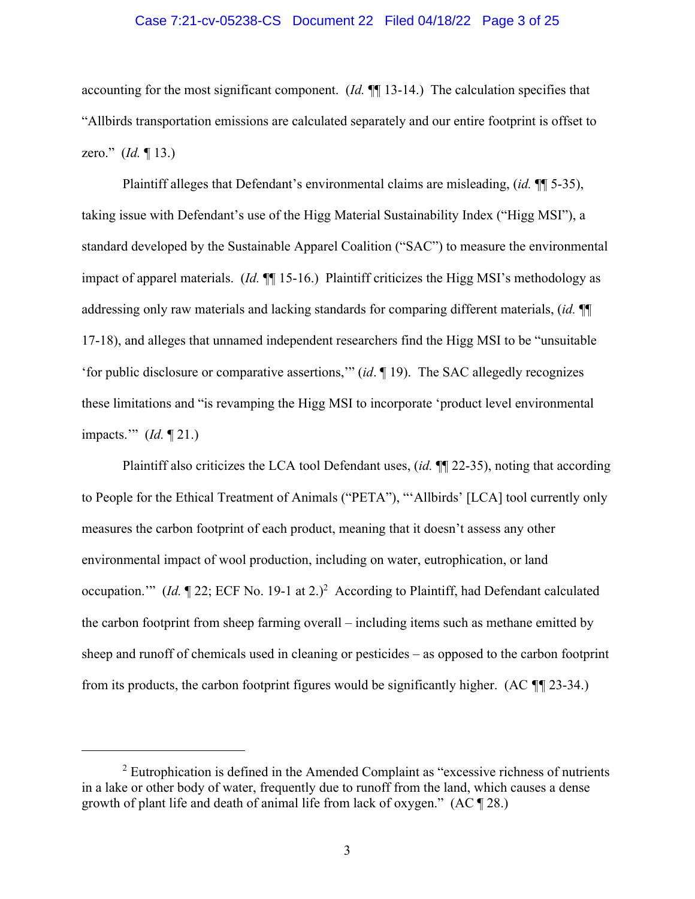accounting for the most significant component. (*Id.* ¶¶ 13-14.) The calculation specifies that "Allbirds transportation emissions are calculated separately and our entire footprint is offset to zero." (*Id.* ¶ 13.)

Plaintiff alleges that Defendant's environmental claims are misleading, (*id.* ¶¶ 5-35), taking issue with Defendant's use of the Higg Material Sustainability Index ("Higg MSI"), a standard developed by the Sustainable Apparel Coalition ("SAC") to measure the environmental impact of apparel materials. (*Id.* ¶¶ 15-16.) Plaintiff criticizes the Higg MSI's methodology as addressing only raw materials and lacking standards for comparing different materials, (*id.* ¶¶ 17-18), and alleges that unnamed independent researchers find the Higg MSI to be "unsuitable 'for public disclosure or comparative assertions,'" (*id*. ¶ 19). The SAC allegedly recognizes these limitations and "is revamping the Higg MSI to incorporate 'product level environmental impacts.'" (*Id.* ¶ 21.)

Plaintiff also criticizes the LCA tool Defendant uses, (*id.* ¶¶ 22-35), noting that according to People for the Ethical Treatment of Animals ("PETA"), "'Allbirds' [LCA] tool currently only measures the carbon footprint of each product, meaning that it doesn't assess any other environmental impact of wool production, including on water, eutrophication, or land occupation.'" (*Id.* ¶ 22; ECF No. 19-1 at 2.)[2] According to Plaintiff, had Defendant calculated the carbon footprint from sheep farming overall – including items such as methane emitted by sheep and runoff of chemicals used in cleaning or pesticides – as opposed to the carbon footprint from its products, the carbon footprint figures would be significantly higher. (AC ¶¶ 23-34.)

---

[2] Eutrophication is defined in the Amended Complaint as "excessive richness of nutrients in a lake or other body of water, frequently due to runoff from the land, which causes a dense growth of plant life and death of animal life from lack of oxygen." (AC ¶ 28.)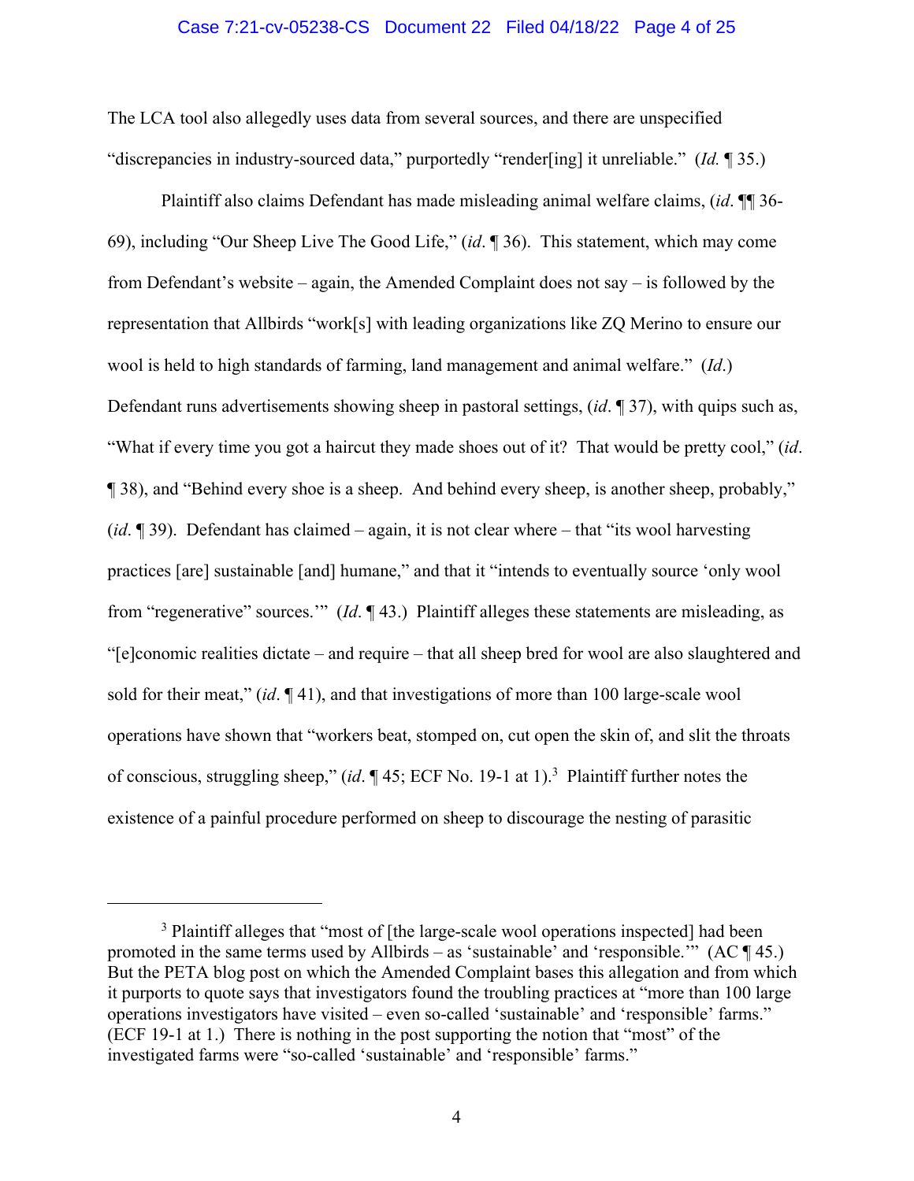The LCA tool also allegedly uses data from several sources, and there are unspecified "discrepancies in industry-sourced data," purportedly "render[ing] it unreliable." (*Id.* ¶ 35.)

Plaintiff also claims Defendant has made misleading animal welfare claims, (*id*. ¶¶ 36-69), including "Our Sheep Live The Good Life," (*id*. ¶ 36). This statement, which may come from Defendant's website – again, the Amended Complaint does not say – is followed by the representation that Allbirds "work[s] with leading organizations like ZQ Merino to ensure our wool is held to high standards of farming, land management and animal welfare." (*Id*.) Defendant runs advertisements showing sheep in pastoral settings, (*id*. ¶ 37), with quips such as, "What if every time you got a haircut they made shoes out of it? That would be pretty cool," (*id*. ¶ 38), and "Behind every shoe is a sheep. And behind every sheep, is another sheep, probably," (*id*. ¶ 39). Defendant has claimed – again, it is not clear where – that "its wool harvesting practices [are] sustainable [and] humane," and that it "intends to eventually source 'only wool from "regenerative" sources.'" (*Id*. ¶ 43.) Plaintiff alleges these statements are misleading, as "[e]conomic realities dictate – and require – that all sheep bred for wool are also slaughtered and sold for their meat," (*id*. ¶ 41), and that investigations of more than 100 large-scale wool operations have shown that "workers beat, stomped on, cut open the skin of, and slit the throats of conscious, struggling sheep," (*id*. ¶ 45; ECF No. 19-1 at 1).[3] Plaintiff further notes the existence of a painful procedure performed on sheep to discourage the nesting of parasitic

[3] Plaintiff alleges that "most of [the large-scale wool operations inspected] had been promoted in the same terms used by Allbirds – as 'sustainable' and 'responsible.'" (AC ¶ 45.) But the PETA blog post on which the Amended Complaint bases this allegation and from which it purports to quote says that investigators found the troubling practices at "more than 100 large operations investigators have visited – even so-called 'sustainable' and 'responsible' farms." (ECF 19-1 at 1.) There is nothing in the post supporting the notion that "most" of the investigated farms were "so-called 'sustainable' and 'responsible' farms."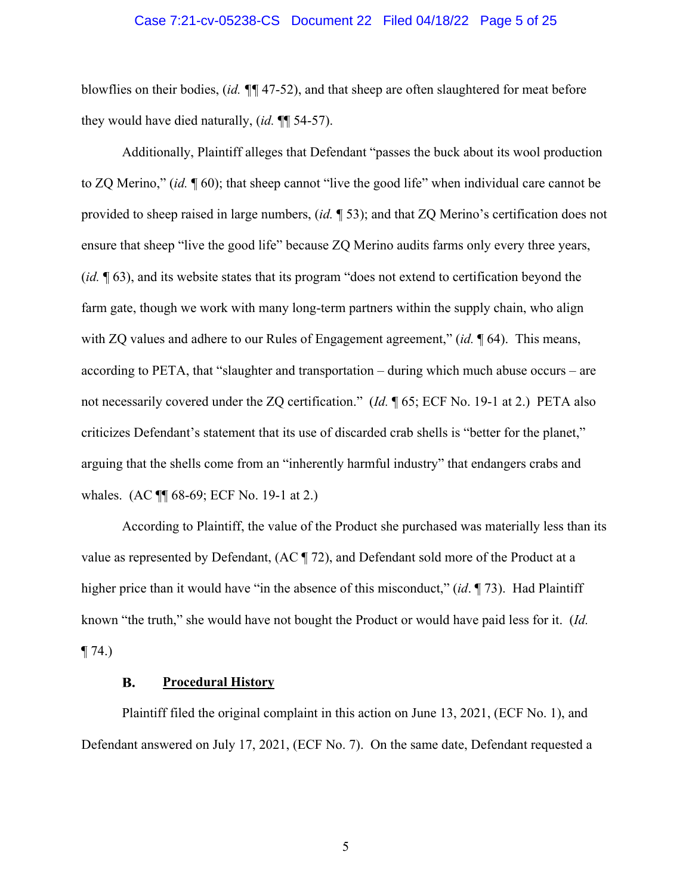blowflies on their bodies, (*id.* ¶¶ 47-52), and that sheep are often slaughtered for meat before they would have died naturally, (*id.* ¶¶ 54-57).

Additionally, Plaintiff alleges that Defendant "passes the buck about its wool production to ZQ Merino," (*id.* ¶ 60); that sheep cannot "live the good life" when individual care cannot be provided to sheep raised in large numbers, (*id.* ¶ 53); and that ZQ Merino's certification does not ensure that sheep "live the good life" because ZQ Merino audits farms only every three years, (*id.* ¶ 63), and its website states that its program "does not extend to certification beyond the farm gate, though we work with many long-term partners within the supply chain, who align with ZQ values and adhere to our Rules of Engagement agreement," (*id.* ¶ 64). This means, according to PETA, that "slaughter and transportation – during which much abuse occurs – are not necessarily covered under the ZQ certification." (*Id.* ¶ 65; ECF No. 19-1 at 2.) PETA also criticizes Defendant's statement that its use of discarded crab shells is "better for the planet," arguing that the shells come from an "inherently harmful industry" that endangers crabs and whales. (AC ¶¶ 68-69; ECF No. 19-1 at 2.)

According to Plaintiff, the value of the Product she purchased was materially less than its value as represented by Defendant, (AC ¶ 72), and Defendant sold more of the Product at a higher price than it would have "in the absence of this misconduct," (*id*. ¶ 73). Had Plaintiff known "the truth," she would have not bought the Product or would have paid less for it. (*Id.* ¶ 74.)

### B. <u>Procedural History</u>

Plaintiff filed the original complaint in this action on June 13, 2021, (ECF No. 1), and Defendant answered on July 17, 2021, (ECF No. 7). On the same date, Defendant requested a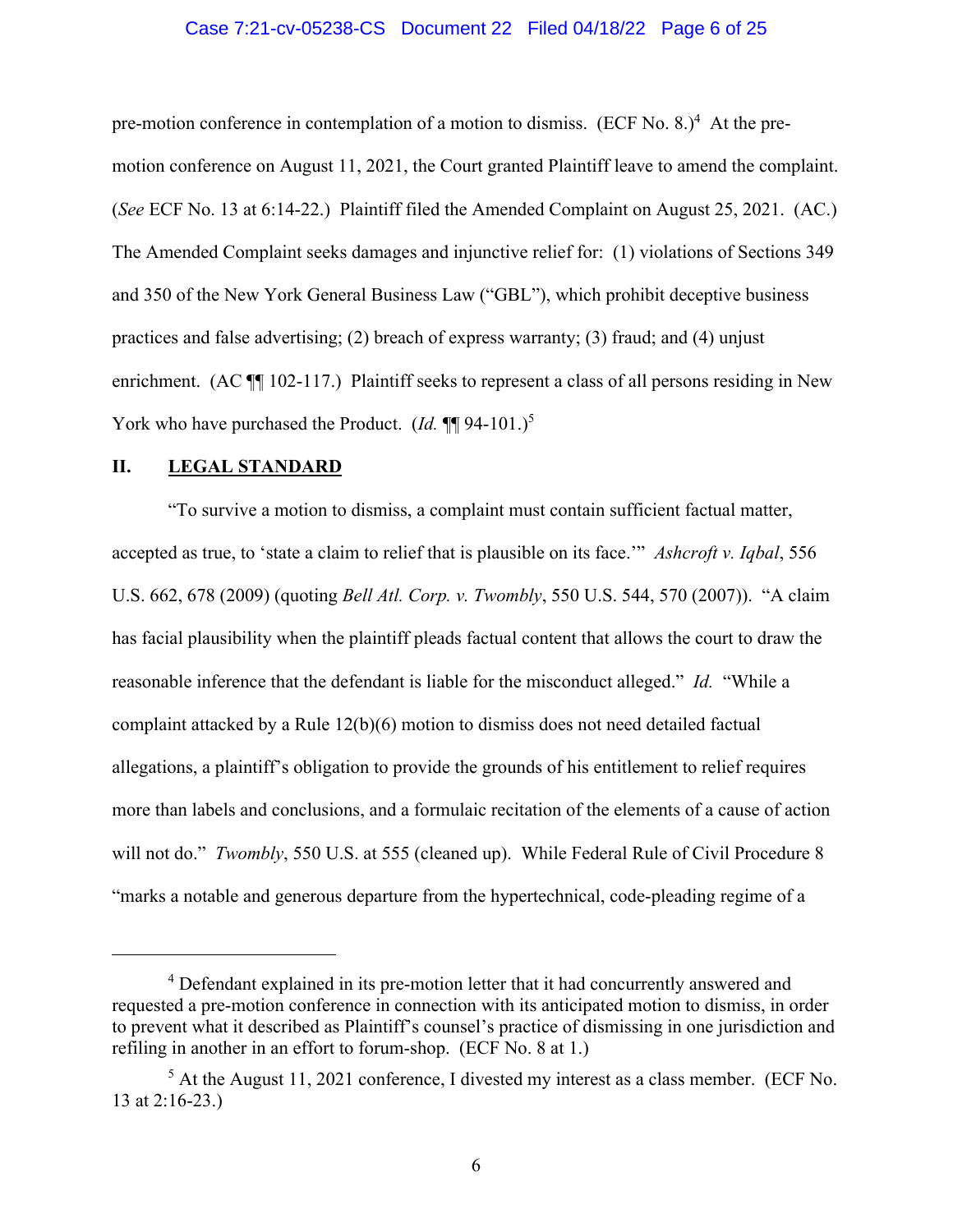pre-motion conference in contemplation of a motion to dismiss. (ECF No. 8.)[4] At the pre-motion conference on August 11, 2021, the Court granted Plaintiff leave to amend the complaint. (*See* ECF No. 13 at 6:14-22.) Plaintiff filed the Amended Complaint on August 25, 2021. (AC.) The Amended Complaint seeks damages and injunctive relief for: (1) violations of Sections 349 and 350 of the New York General Business Law ("GBL"), which prohibit deceptive business practices and false advertising; (2) breach of express warranty; (3) fraud; and (4) unjust enrichment. (AC ¶¶ 102-117.) Plaintiff seeks to represent a class of all persons residing in New York who have purchased the Product. (*Id.* ¶¶ 94-101.)[5]

## II. LEGAL STANDARD

"To survive a motion to dismiss, a complaint must contain sufficient factual matter, accepted as true, to 'state a claim to relief that is plausible on its face.'" *Ashcroft v. Iqbal*, 556 U.S. 662, 678 (2009) (quoting *Bell Atl. Corp. v. Twombly*, 550 U.S. 544, 570 (2007)). "A claim has facial plausibility when the plaintiff pleads factual content that allows the court to draw the reasonable inference that the defendant is liable for the misconduct alleged." *Id.* "While a complaint attacked by a Rule 12(b)(6) motion to dismiss does not need detailed factual allegations, a plaintiff's obligation to provide the grounds of his entitlement to relief requires more than labels and conclusions, and a formulaic recitation of the elements of a cause of action will not do." *Twombly*, 550 U.S. at 555 (cleaned up). While Federal Rule of Civil Procedure 8 "marks a notable and generous departure from the hypertechnical, code-pleading regime of a

---

[4] Defendant explained in its pre-motion letter that it had concurrently answered and requested a pre-motion conference in connection with its anticipated motion to dismiss, in order to prevent what it described as Plaintiff's counsel's practice of dismissing in one jurisdiction and refiling in another in an effort to forum-shop. (ECF No. 8 at 1.)

[5] At the August 11, 2021 conference, I divested my interest as a class member. (ECF No. 13 at 2:16-23.)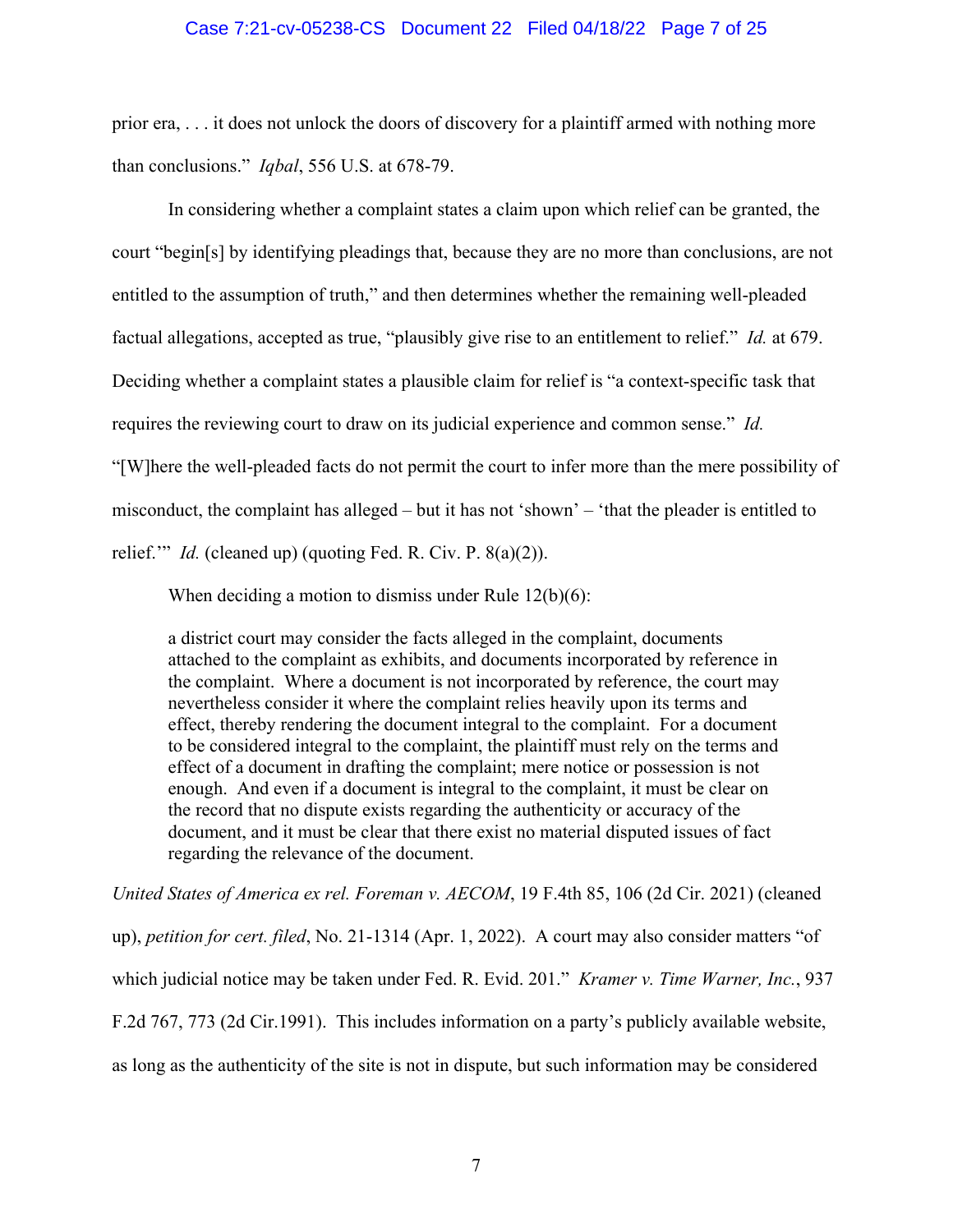prior era, . . . it does not unlock the doors of discovery for a plaintiff armed with nothing more than conclusions." *Iqbal*, 556 U.S. at 678-79.

In considering whether a complaint states a claim upon which relief can be granted, the court "begin[s] by identifying pleadings that, because they are no more than conclusions, are not entitled to the assumption of truth," and then determines whether the remaining well-pleaded factual allegations, accepted as true, "plausibly give rise to an entitlement to relief." *Id.* at 679. Deciding whether a complaint states a plausible claim for relief is "a context-specific task that requires the reviewing court to draw on its judicial experience and common sense." *Id.* "[W]here the well-pleaded facts do not permit the court to infer more than the mere possibility of misconduct, the complaint has alleged – but it has not 'shown' – 'that the pleader is entitled to relief.'" *Id.* (cleaned up) (quoting Fed. R. Civ. P. 8(a)(2)).

When deciding a motion to dismiss under Rule 12(b)(6):

> a district court may consider the facts alleged in the complaint, documents attached to the complaint as exhibits, and documents incorporated by reference in the complaint. Where a document is not incorporated by reference, the court may nevertheless consider it where the complaint relies heavily upon its terms and effect, thereby rendering the document integral to the complaint. For a document to be considered integral to the complaint, the plaintiff must rely on the terms and effect of a document in drafting the complaint; mere notice or possession is not enough. And even if a document is integral to the complaint, it must be clear on the record that no dispute exists regarding the authenticity or accuracy of the document, and it must be clear that there exist no material disputed issues of fact regarding the relevance of the document.

*United States of America ex rel. Foreman v. AECOM*, 19 F.4th 85, 106 (2d Cir. 2021) (cleaned up), *petition for cert. filed*, No. 21-1314 (Apr. 1, 2022). A court may also consider matters "of which judicial notice may be taken under Fed. R. Evid. 201." *Kramer v. Time Warner, Inc.*, 937 F.2d 767, 773 (2d Cir.1991). This includes information on a party's publicly available website, as long as the authenticity of the site is not in dispute, but such information may be considered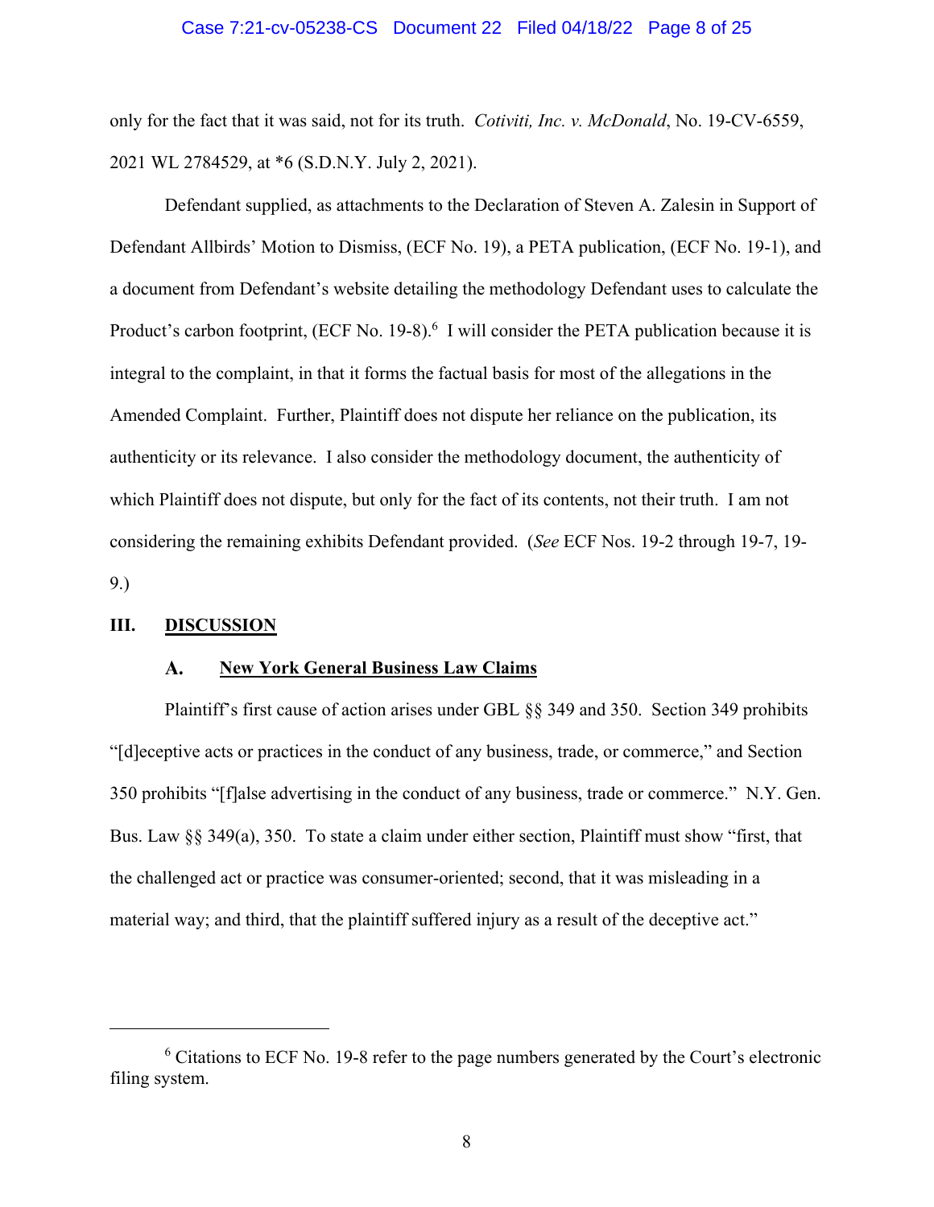only for the fact that it was said, not for its truth. *Cotiviti, Inc. v. McDonald*, No. 19-CV-6559, 2021 WL 2784529, at *6 (S.D.N.Y. July 2, 2021).

Defendant supplied, as attachments to the Declaration of Steven A. Zalesin in Support of Defendant Allbirds' Motion to Dismiss, (ECF No. 19), a PETA publication, (ECF No. 19-1), and a document from Defendant's website detailing the methodology Defendant uses to calculate the Product's carbon footprint, (ECF No. 19-8).[6] I will consider the PETA publication because it is integral to the complaint, in that it forms the factual basis for most of the allegations in the Amended Complaint. Further, Plaintiff does not dispute her reliance on the publication, its authenticity or its relevance. I also consider the methodology document, the authenticity of which Plaintiff does not dispute, but only for the fact of its contents, not their truth. I am not considering the remaining exhibits Defendant provided. (*See* ECF Nos. 19-2 through 19-7, 19-9.)

## III. DISCUSSION

### A. New York General Business Law Claims

Plaintiff's first cause of action arises under GBL §§ 349 and 350. Section 349 prohibits "[d]eceptive acts or practices in the conduct of any business, trade, or commerce," and Section 350 prohibits "[f]alse advertising in the conduct of any business, trade or commerce." N.Y. Gen. Bus. Law §§ 349(a), 350. To state a claim under either section, Plaintiff must show "first, that the challenged act or practice was consumer-oriented; second, that it was misleading in a material way; and third, that the plaintiff suffered injury as a result of the deceptive act."

---

[6] Citations to ECF No. 19-8 refer to the page numbers generated by the Court's electronic filing system.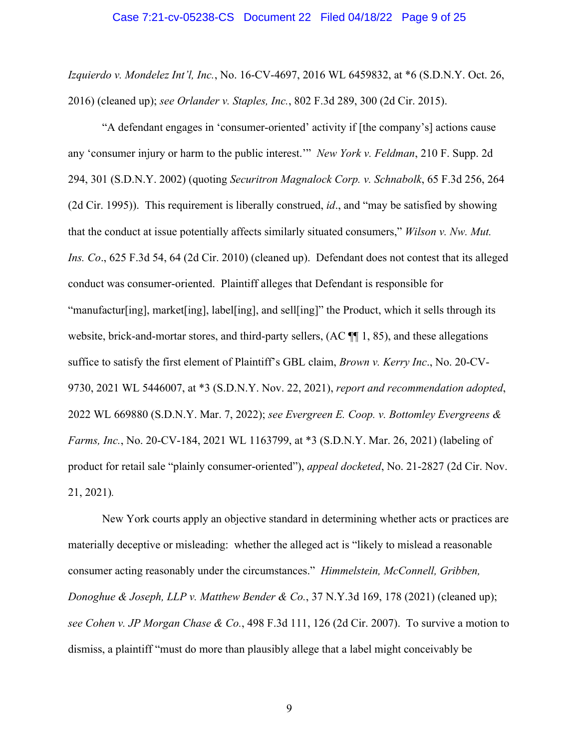*Izquierdo v. Mondelez Int'l, Inc.*, No. 16-CV-4697, 2016 WL 6459832, at *6 (S.D.N.Y. Oct. 26, 2016) (cleaned up); *see Orlander v. Staples, Inc.*, 802 F.3d 289, 300 (2d Cir. 2015).

"A defendant engages in 'consumer-oriented' activity if [the company's] actions cause any 'consumer injury or harm to the public interest.'" *New York v. Feldman*, 210 F. Supp. 2d 294, 301 (S.D.N.Y. 2002) (quoting *Securitron Magnalock Corp. v. Schnabolk*, 65 F.3d 256, 264 (2d Cir. 1995)). This requirement is liberally construed, *id*., and "may be satisfied by showing that the conduct at issue potentially affects similarly situated consumers," *Wilson v. Nw. Mut. Ins. Co*., 625 F.3d 54, 64 (2d Cir. 2010) (cleaned up). Defendant does not contest that its alleged conduct was consumer-oriented. Plaintiff alleges that Defendant is responsible for "manufactur[ing], market[ing], label[ing], and sell[ing]" the Product, which it sells through its website, brick-and-mortar stores, and third-party sellers, (AC ¶¶ 1, 85), and these allegations suffice to satisfy the first element of Plaintiff's GBL claim, *Brown v. Kerry Inc*., No. 20-CV-9730, 2021 WL 5446007, at *3 (S.D.N.Y. Nov. 22, 2021), *report and recommendation adopted*, 2022 WL 669880 (S.D.N.Y. Mar. 7, 2022); *see Evergreen E. Coop. v. Bottomley Evergreens & Farms, Inc.*, No. 20-CV-184, 2021 WL 1163799, at *3 (S.D.N.Y. Mar. 26, 2021) (labeling of product for retail sale "plainly consumer-oriented"), *appeal docketed*, No. 21-2827 (2d Cir. Nov. 21, 2021).

New York courts apply an objective standard in determining whether acts or practices are materially deceptive or misleading: whether the alleged act is "likely to mislead a reasonable consumer acting reasonably under the circumstances." *Himmelstein, McConnell, Gribben, Donoghue & Joseph, LLP v. Matthew Bender & Co.*, 37 N.Y.3d 169, 178 (2021) (cleaned up); *see Cohen v. JP Morgan Chase & Co.*, 498 F.3d 111, 126 (2d Cir. 2007). To survive a motion to dismiss, a plaintiff "must do more than plausibly allege that a label might conceivably be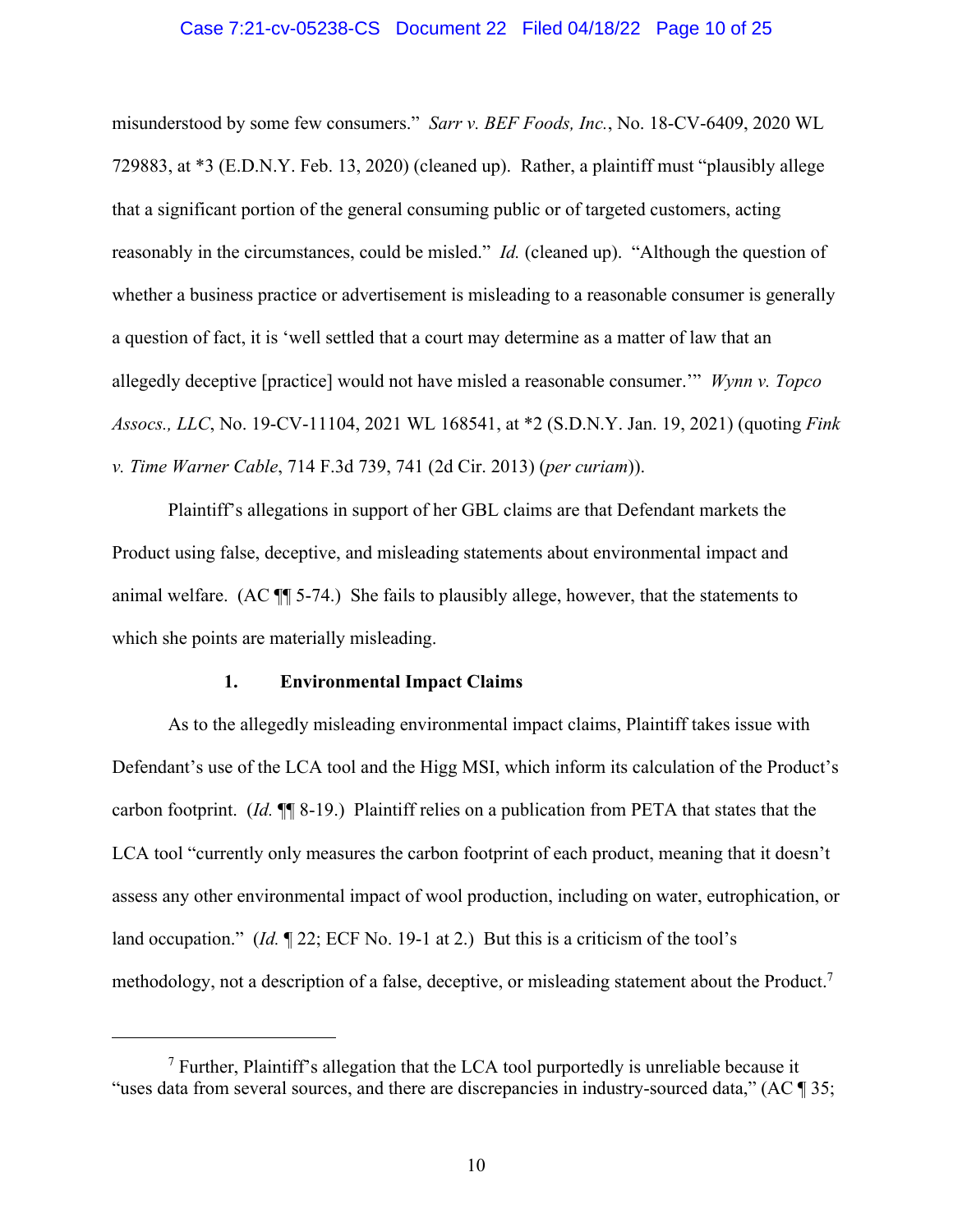misunderstood by some few consumers." *Sarr v. BEF Foods, Inc.*, No. 18-CV-6409, 2020 WL 729883, at *3 (E.D.N.Y. Feb. 13, 2020) (cleaned up). Rather, a plaintiff must "plausibly allege that a significant portion of the general consuming public or of targeted customers, acting reasonably in the circumstances, could be misled." *Id.* (cleaned up). "Although the question of whether a business practice or advertisement is misleading to a reasonable consumer is generally a question of fact, it is 'well settled that a court may determine as a matter of law that an allegedly deceptive [practice] would not have misled a reasonable consumer.'" *Wynn v. Topco Assocs., LLC*, No. 19-CV-11104, 2021 WL 168541, at *2 (S.D.N.Y. Jan. 19, 2021) (quoting *Fink v. Time Warner Cable*, 714 F.3d 739, 741 (2d Cir. 2013) (*per curiam*)).

Plaintiff's allegations in support of her GBL claims are that Defendant markets the Product using false, deceptive, and misleading statements about environmental impact and animal welfare. (AC ¶¶ 5-74.) She fails to plausibly allege, however, that the statements to which she points are materially misleading.

### 1. Environmental Impact Claims

As to the allegedly misleading environmental impact claims, Plaintiff takes issue with Defendant's use of the LCA tool and the Higg MSI, which inform its calculation of the Product's carbon footprint. (*Id.* ¶¶ 8-19.) Plaintiff relies on a publication from PETA that states that the LCA tool "currently only measures the carbon footprint of each product, meaning that it doesn't assess any other environmental impact of wool production, including on water, eutrophication, or land occupation." (*Id.* ¶ 22; ECF No. 19-1 at 2.) But this is a criticism of the tool's methodology, not a description of a false, deceptive, or misleading statement about the Product.[7]

---

[7] Further, Plaintiff's allegation that the LCA tool purportedly is unreliable because it "uses data from several sources, and there are discrepancies in industry-sourced data," (AC ¶ 35;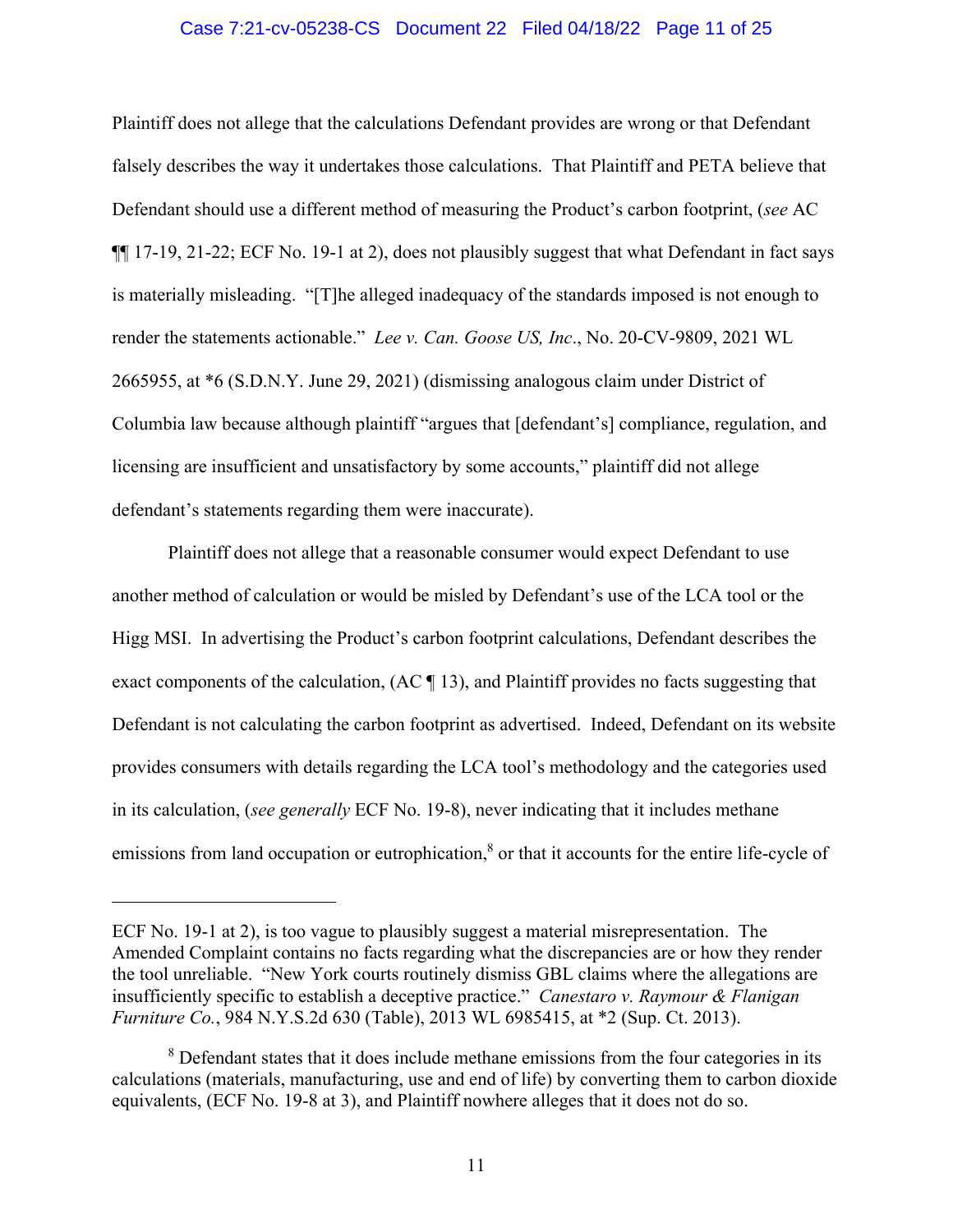Plaintiff does not allege that the calculations Defendant provides are wrong or that Defendant falsely describes the way it undertakes those calculations. That Plaintiff and PETA believe that Defendant should use a different method of measuring the Product's carbon footprint, (*see* AC ¶¶ 17-19, 21-22; ECF No. 19-1 at 2), does not plausibly suggest that what Defendant in fact says is materially misleading. "[T]he alleged inadequacy of the standards imposed is not enough to render the statements actionable." *Lee v. Can. Goose US, Inc*., No. 20-CV-9809, 2021 WL 2665955, at *6 (S.D.N.Y. June 29, 2021) (dismissing analogous claim under District of Columbia law because although plaintiff "argues that [defendant's] compliance, regulation, and licensing are insufficient and unsatisfactory by some accounts," plaintiff did not allege defendant's statements regarding them were inaccurate).

Plaintiff does not allege that a reasonable consumer would expect Defendant to use another method of calculation or would be misled by Defendant's use of the LCA tool or the Higg MSI. In advertising the Product's carbon footprint calculations, Defendant describes the exact components of the calculation, (AC ¶ 13), and Plaintiff provides no facts suggesting that Defendant is not calculating the carbon footprint as advertised. Indeed, Defendant on its website provides consumers with details regarding the LCA tool's methodology and the categories used in its calculation, (*see generally* ECF No. 19-8), never indicating that it includes methane emissions from land occupation or eutrophication,[8] or that it accounts for the entire life-cycle of

---

ECF No. 19-1 at 2), is too vague to plausibly suggest a material misrepresentation. The Amended Complaint contains no facts regarding what the discrepancies are or how they render the tool unreliable. "New York courts routinely dismiss GBL claims where the allegations are insufficiently specific to establish a deceptive practice." *Canestaro v. Raymour & Flanigan Furniture Co.*, 984 N.Y.S.2d 630 (Table), 2013 WL 6985415, at *2 (Sup. Ct. 2013).

[8] Defendant states that it does include methane emissions from the four categories in its calculations (materials, manufacturing, use and end of life) by converting them to carbon dioxide equivalents, (ECF No. 19-8 at 3), and Plaintiff nowhere alleges that it does not do so.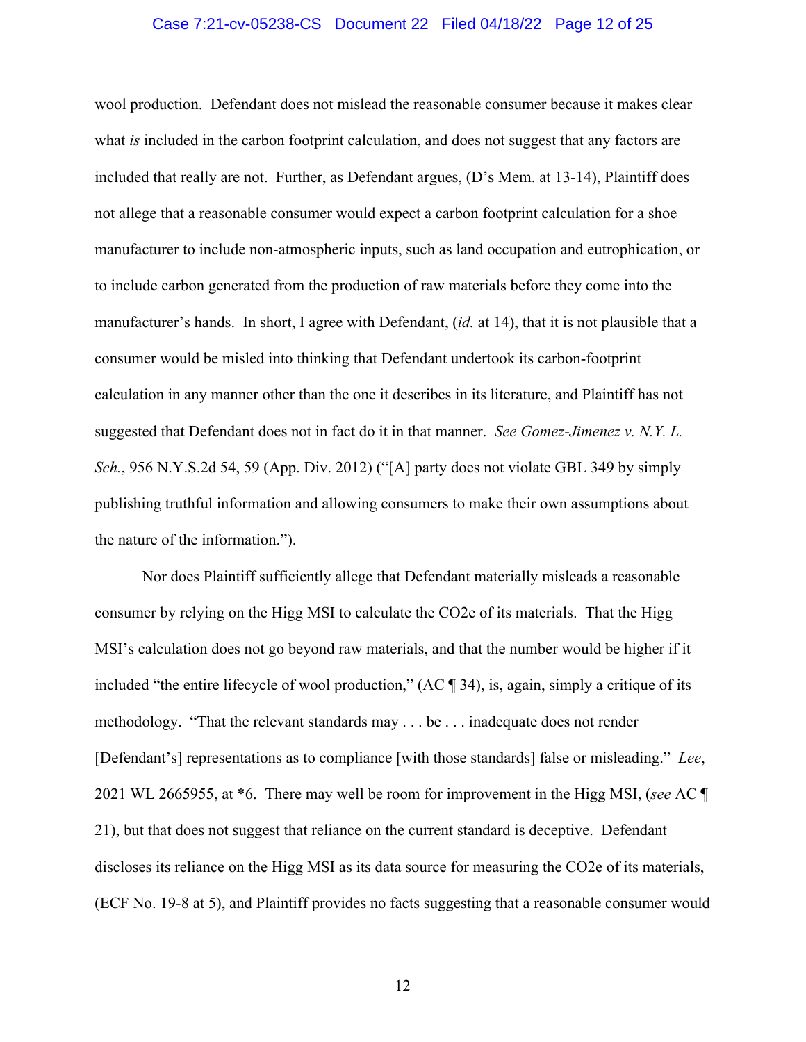wool production. Defendant does not mislead the reasonable consumer because it makes clear what *is* included in the carbon footprint calculation, and does not suggest that any factors are included that really are not. Further, as Defendant argues, (D's Mem. at 13-14), Plaintiff does not allege that a reasonable consumer would expect a carbon footprint calculation for a shoe manufacturer to include non-atmospheric inputs, such as land occupation and eutrophication, or to include carbon generated from the production of raw materials before they come into the manufacturer's hands. In short, I agree with Defendant, (*id.* at 14), that it is not plausible that a consumer would be misled into thinking that Defendant undertook its carbon-footprint calculation in any manner other than the one it describes in its literature, and Plaintiff has not suggested that Defendant does not in fact do it in that manner. *See Gomez-Jimenez v. N.Y. L. Sch.*, 956 N.Y.S.2d 54, 59 (App. Div. 2012) ("[A] party does not violate GBL 349 by simply publishing truthful information and allowing consumers to make their own assumptions about the nature of the information.").

Nor does Plaintiff sufficiently allege that Defendant materially misleads a reasonable consumer by relying on the Higg MSI to calculate the $CO_2e$ of its materials. That the Higg MSI's calculation does not go beyond raw materials, and that the number would be higher if it included "the entire lifecycle of wool production," (AC ¶ 34), is, again, simply a critique of its methodology. "That the relevant standards may . . . be . . . inadequate does not render [Defendant's] representations as to compliance [with those standards] false or misleading." *Lee*, 2021 WL 2665955, at *6. There may well be room for improvement in the Higg MSI, (*see* AC ¶ 21), but that does not suggest that reliance on the current standard is deceptive. Defendant discloses its reliance on the Higg MSI as its data source for measuring the $CO_2e$ of its materials, (ECF No. 19-8 at 5), and Plaintiff provides no facts suggesting that a reasonable consumer would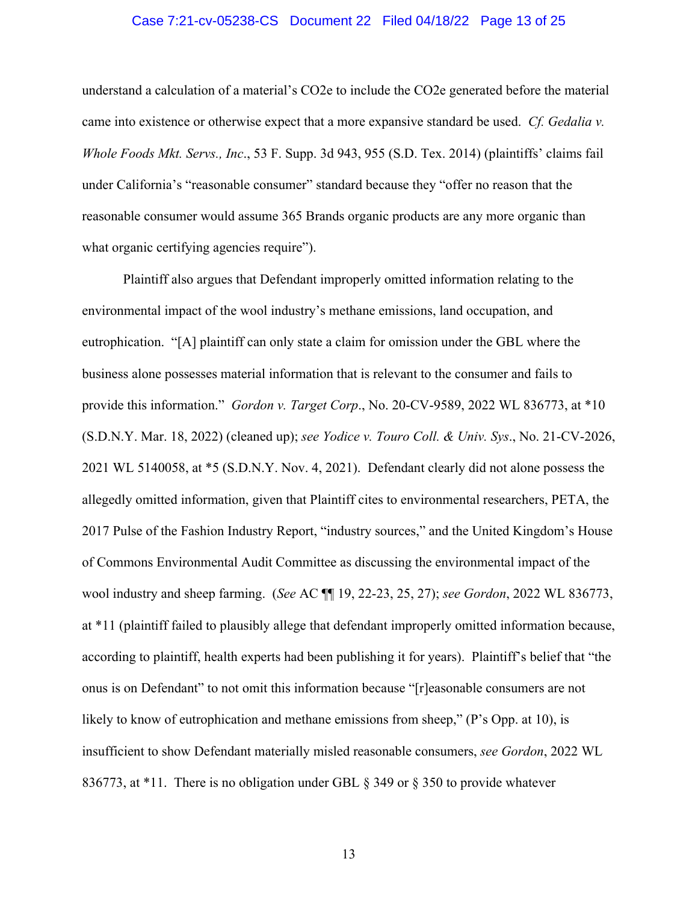understand a calculation of a material's $CO_2e$ to include the $CO_2e$ generated before the material came into existence or otherwise expect that a more expansive standard be used. *Cf. Gedalia v. Whole Foods Mkt. Servs., Inc*., 53 F. Supp. 3d 943, 955 (S.D. Tex. 2014) (plaintiffs' claims fail under California's "reasonable consumer" standard because they "offer no reason that the reasonable consumer would assume 365 Brands organic products are any more organic than what organic certifying agencies require").

Plaintiff also argues that Defendant improperly omitted information relating to the environmental impact of the wool industry's methane emissions, land occupation, and eutrophication. "[A] plaintiff can only state a claim for omission under the GBL where the business alone possesses material information that is relevant to the consumer and fails to provide this information." *Gordon v. Target Corp*., No. 20-CV-9589, 2022 WL 836773, at *10 (S.D.N.Y. Mar. 18, 2022) (cleaned up); *see Yodice v. Touro Coll. & Univ. Sys*., No. 21-CV-2026, 2021 WL 5140058, at *5 (S.D.N.Y. Nov. 4, 2021). Defendant clearly did not alone possess the allegedly omitted information, given that Plaintiff cites to environmental researchers, PETA, the 2017 Pulse of the Fashion Industry Report, "industry sources," and the United Kingdom's House of Commons Environmental Audit Committee as discussing the environmental impact of the wool industry and sheep farming. (*See* AC ¶¶ 19, 22-23, 25, 27); *see Gordon*, 2022 WL 836773, at *11 (plaintiff failed to plausibly allege that defendant improperly omitted information because, according to plaintiff, health experts had been publishing it for years). Plaintiff's belief that "the onus is on Defendant" to not omit this information because "[r]easonable consumers are not likely to know of eutrophication and methane emissions from sheep," (P's Opp. at 10), is insufficient to show Defendant materially misled reasonable consumers, *see Gordon*, 2022 WL 836773, at *11. There is no obligation under GBL § 349 or § 350 to provide whatever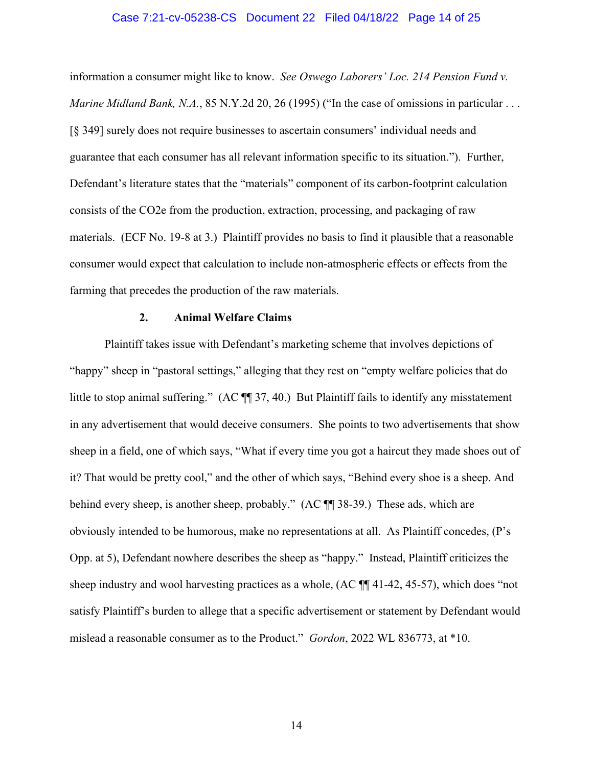information a consumer might like to know. *See Oswego Laborers' Loc. 214 Pension Fund v. Marine Midland Bank, N.A.*, 85 N.Y.2d 20, 26 (1995) ("In the case of omissions in particular . . . [§ 349] surely does not require businesses to ascertain consumers' individual needs and guarantee that each consumer has all relevant information specific to its situation."). Further, Defendant's literature states that the "materials" component of its carbon-footprint calculation consists of the $CO_2e$ from the production, extraction, processing, and packaging of raw materials. (ECF No. 19-8 at 3.) Plaintiff provides no basis to find it plausible that a reasonable consumer would expect that calculation to include non-atmospheric effects or effects from the farming that precedes the production of the raw materials.

### 2. Animal Welfare Claims

Plaintiff takes issue with Defendant's marketing scheme that involves depictions of "happy" sheep in "pastoral settings," alleging that they rest on "empty welfare policies that do little to stop animal suffering." (AC ¶¶ 37, 40.) But Plaintiff fails to identify any misstatement in any advertisement that would deceive consumers. She points to two advertisements that show sheep in a field, one of which says, "What if every time you got a haircut they made shoes out of it? That would be pretty cool," and the other of which says, "Behind every shoe is a sheep. And behind every sheep, is another sheep, probably." (AC ¶¶ 38-39.) These ads, which are obviously intended to be humorous, make no representations at all. As Plaintiff concedes, (P's Opp. at 5), Defendant nowhere describes the sheep as "happy." Instead, Plaintiff criticizes the sheep industry and wool harvesting practices as a whole, (AC ¶¶ 41-42, 45-57), which does "not satisfy Plaintiff's burden to allege that a specific advertisement or statement by Defendant would mislead a reasonable consumer as to the Product." *Gordon*, 2022 WL 836773, at *10.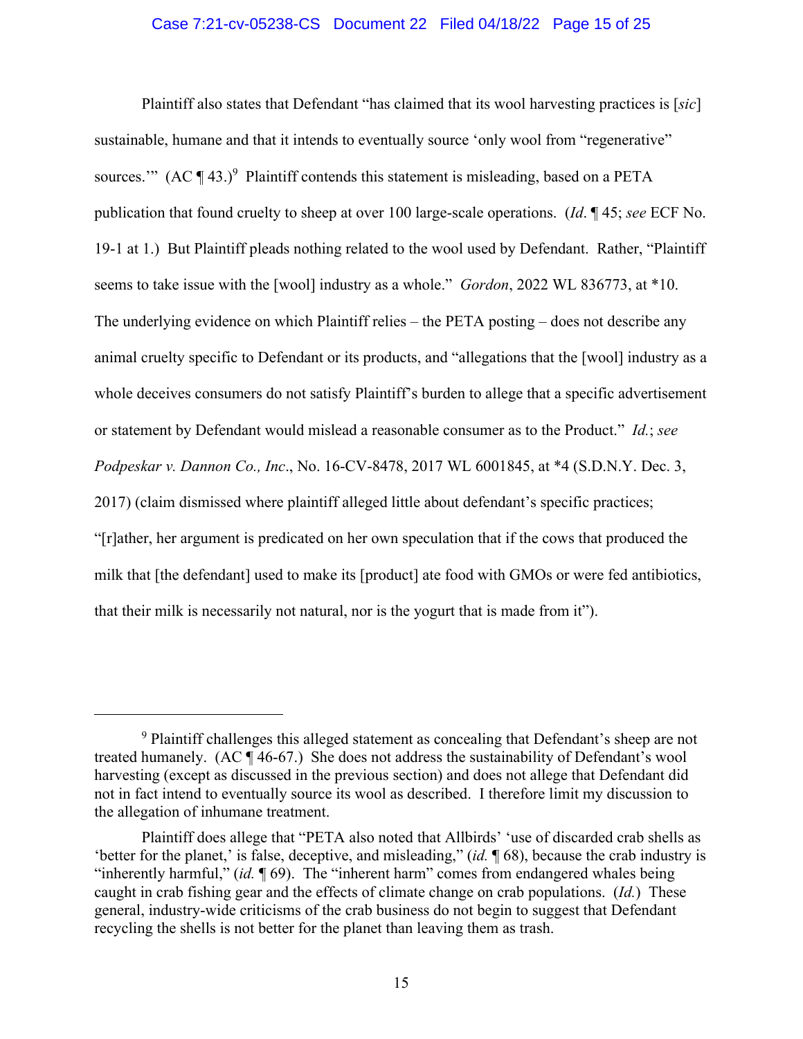Plaintiff also states that Defendant "has claimed that its wool harvesting practices is [*sic*] sustainable, humane and that it intends to eventually source 'only wool from "regenerative" sources.'" (AC ¶ 43.)[9] Plaintiff contends this statement is misleading, based on a PETA publication that found cruelty to sheep at over 100 large-scale operations. (*Id*. ¶ 45; *see* ECF No. 19-1 at 1.) But Plaintiff pleads nothing related to the wool used by Defendant. Rather, "Plaintiff seems to take issue with the [wool] industry as a whole." *Gordon*, 2022 WL 836773, at *10. The underlying evidence on which Plaintiff relies – the PETA posting – does not describe any animal cruelty specific to Defendant or its products, and "allegations that the [wool] industry as a whole deceives consumers do not satisfy Plaintiff's burden to allege that a specific advertisement or statement by Defendant would mislead a reasonable consumer as to the Product." *Id.*; *see* *Podpeskar v. Dannon Co., Inc*., No. 16-CV-8478, 2017 WL 6001845, at *4 (S.D.N.Y. Dec. 3, 2017) (claim dismissed where plaintiff alleged little about defendant's specific practices; "[r]ather, her argument is predicated on her own speculation that if the cows that produced the milk that [the defendant] used to make its [product] ate food with GMOs or were fed antibiotics, that their milk is necessarily not natural, nor is the yogurt that is made from it").

---

[9] Plaintiff challenges this alleged statement as concealing that Defendant's sheep are not treated humanely. (AC ¶ 46-67.) She does not address the sustainability of Defendant's wool harvesting (except as discussed in the previous section) and does not allege that Defendant did not in fact intend to eventually source its wool as described. I therefore limit my discussion to the allegation of inhumane treatment.

Plaintiff does allege that "PETA also noted that Allbirds' 'use of discarded crab shells as 'better for the planet,' is false, deceptive, and misleading," (*id.* ¶ 68), because the crab industry is "inherently harmful," (*id.* ¶ 69). The "inherent harm" comes from endangered whales being caught in crab fishing gear and the effects of climate change on crab populations. (*Id.*) These general, industry-wide criticisms of the crab business do not begin to suggest that Defendant recycling the shells is not better for the planet than leaving them as trash.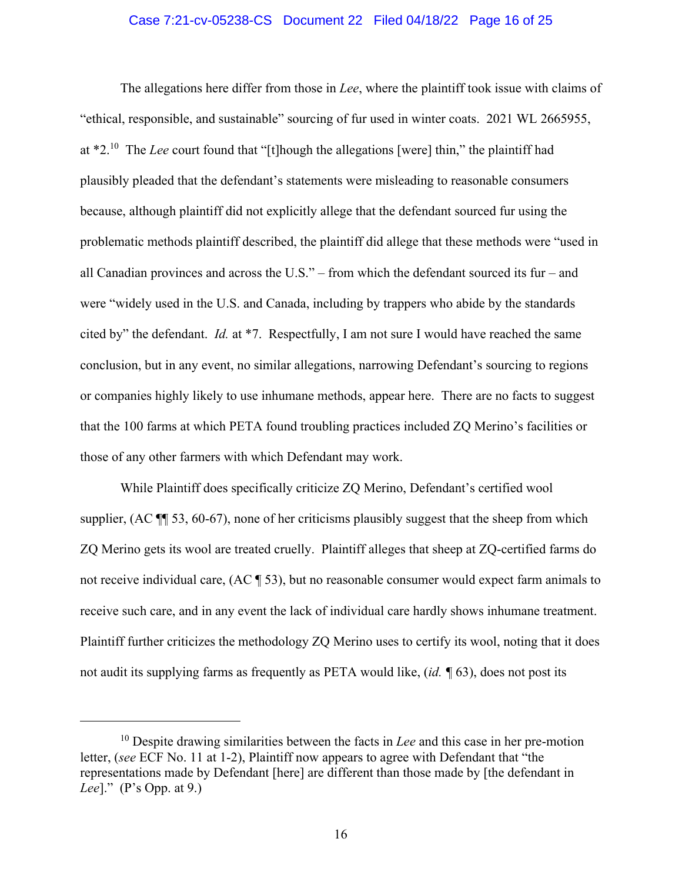The allegations here differ from those in *Lee*, where the plaintiff took issue with claims of "ethical, responsible, and sustainable" sourcing of fur used in winter coats. 2021 WL 2665955, at *2.[10] The *Lee* court found that "[t]hough the allegations [were] thin," the plaintiff had plausibly pleaded that the defendant's statements were misleading to reasonable consumers because, although plaintiff did not explicitly allege that the defendant sourced fur using the problematic methods plaintiff described, the plaintiff did allege that these methods were "used in all Canadian provinces and across the U.S." – from which the defendant sourced its fur – and were "widely used in the U.S. and Canada, including by trappers who abide by the standards cited by" the defendant. *Id.* at *7. Respectfully, I am not sure I would have reached the same conclusion, but in any event, no similar allegations, narrowing Defendant's sourcing to regions or companies highly likely to use inhumane methods, appear here. There are no facts to suggest that the 100 farms at which PETA found troubling practices included ZQ Merino's facilities or those of any other farmers with which Defendant may work.

While Plaintiff does specifically criticize ZQ Merino, Defendant's certified wool supplier, (AC ¶¶ 53, 60-67), none of her criticisms plausibly suggest that the sheep from which ZQ Merino gets its wool are treated cruelly. Plaintiff alleges that sheep at ZQ-certified farms do not receive individual care, (AC ¶ 53), but no reasonable consumer would expect farm animals to receive such care, and in any event the lack of individual care hardly shows inhumane treatment. Plaintiff further criticizes the methodology ZQ Merino uses to certify its wool, noting that it does not audit its supplying farms as frequently as PETA would like, (*id.* ¶ 63), does not post its

---

[10] Despite drawing similarities between the facts in *Lee* and this case in her pre-motion letter, (*see* ECF No. 11 at 1-2), Plaintiff now appears to agree with Defendant that "the representations made by Defendant [here] are different than those made by [the defendant in *Lee*]." (P's Opp. at 9.)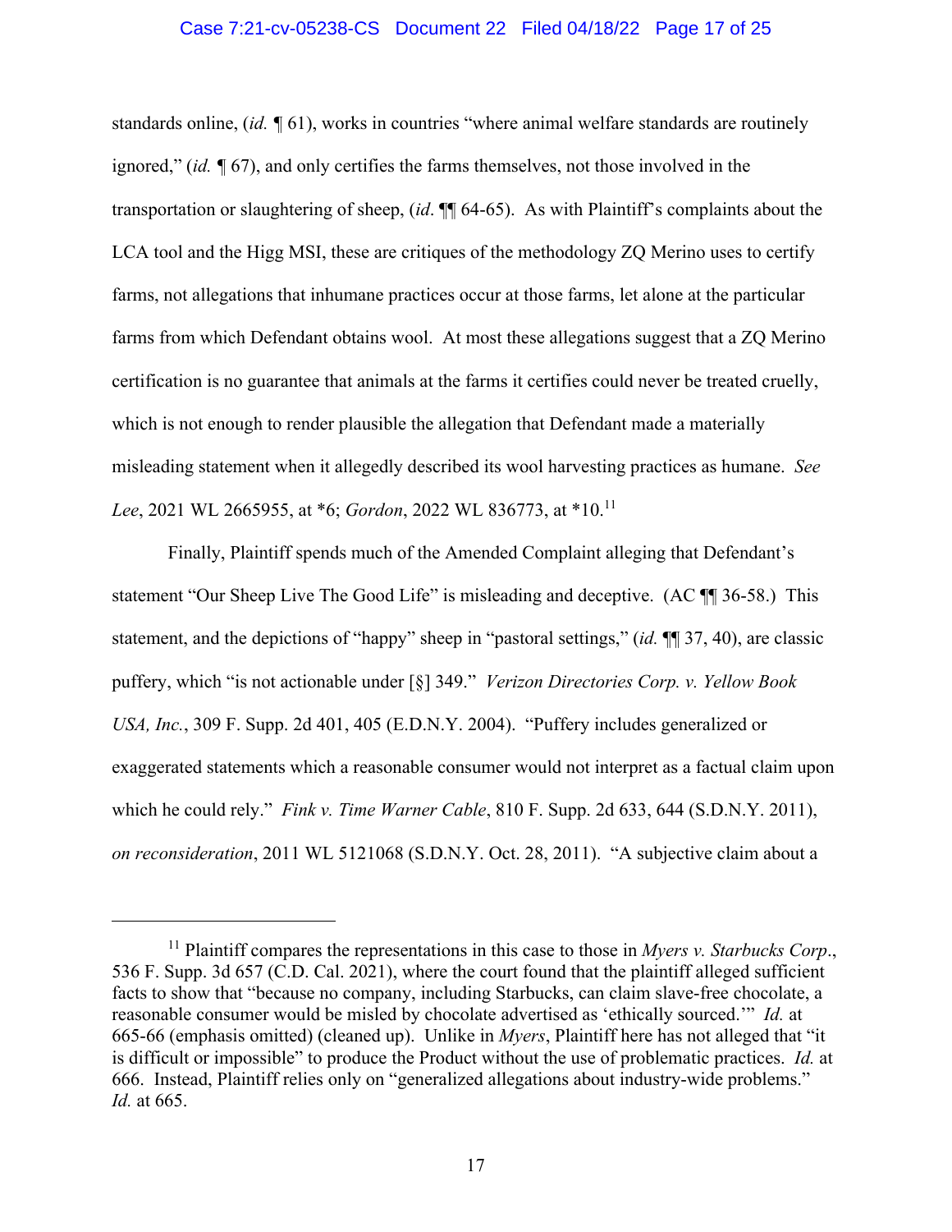standards online, (*id.* ¶ 61), works in countries "where animal welfare standards are routinely ignored," (*id.* ¶ 67), and only certifies the farms themselves, not those involved in the transportation or slaughtering of sheep, (*id*. ¶¶ 64-65). As with Plaintiff's complaints about the LCA tool and the Higg MSI, these are critiques of the methodology ZQ Merino uses to certify farms, not allegations that inhumane practices occur at those farms, let alone at the particular farms from which Defendant obtains wool. At most these allegations suggest that a ZQ Merino certification is no guarantee that animals at the farms it certifies could never be treated cruelly, which is not enough to render plausible the allegation that Defendant made a materially misleading statement when it allegedly described its wool harvesting practices as humane. *See Lee*, 2021 WL 2665955, at *6; *Gordon*, 2022 WL 836773, at *10.[11]

Finally, Plaintiff spends much of the Amended Complaint alleging that Defendant's statement "Our Sheep Live The Good Life" is misleading and deceptive. (AC ¶¶ 36-58.) This statement, and the depictions of "happy" sheep in "pastoral settings," (*id.* ¶¶ 37, 40), are classic puffery, which "is not actionable under [§] 349." *Verizon Directories Corp. v. Yellow Book USA, Inc.*, 309 F. Supp. 2d 401, 405 (E.D.N.Y. 2004). "Puffery includes generalized or exaggerated statements which a reasonable consumer would not interpret as a factual claim upon which he could rely." *Fink v. Time Warner Cable*, 810 F. Supp. 2d 633, 644 (S.D.N.Y. 2011), *on reconsideration*, 2011 WL 5121068 (S.D.N.Y. Oct. 28, 2011). "A subjective claim about a

---

[11] Plaintiff compares the representations in this case to those in *Myers v. Starbucks Corp*., 536 F. Supp. 3d 657 (C.D. Cal. 2021), where the court found that the plaintiff alleged sufficient facts to show that "because no company, including Starbucks, can claim slave-free chocolate, a reasonable consumer would be misled by chocolate advertised as 'ethically sourced.'" *Id.* at 665-66 (emphasis omitted) (cleaned up). Unlike in *Myers*, Plaintiff here has not alleged that "it is difficult or impossible" to produce the Product without the use of problematic practices. *Id.* at 666. Instead, Plaintiff relies only on "generalized allegations about industry-wide problems." *Id.* at 665.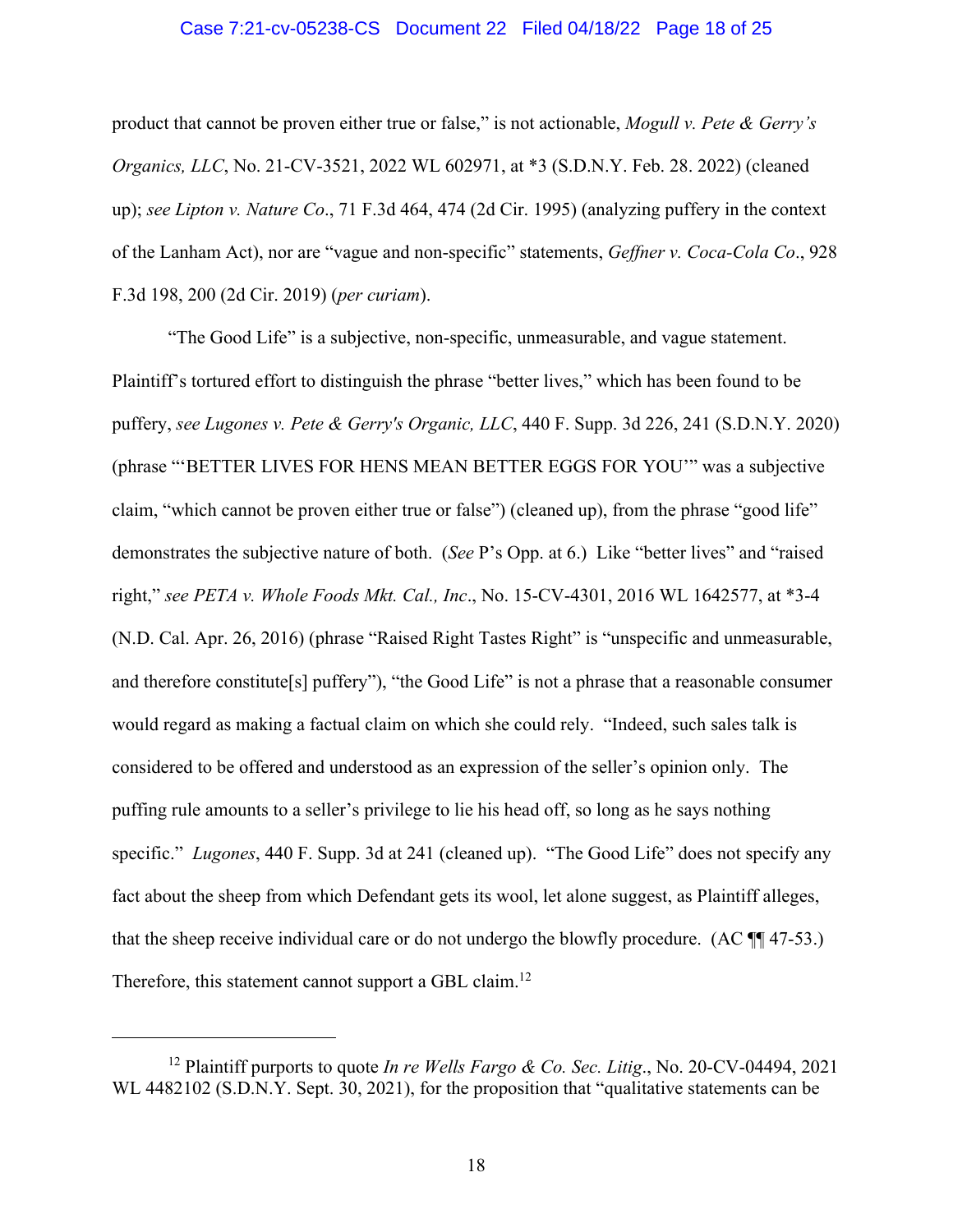product that cannot be proven either true or false," is not actionable, *Mogull v. Pete & Gerry's Organics, LLC*, No. 21-CV-3521, 2022 WL 602971, at *3 (S.D.N.Y. Feb. 28. 2022) (cleaned up); *see Lipton v. Nature Co*., 71 F.3d 464, 474 (2d Cir. 1995) (analyzing puffery in the context of the Lanham Act), nor are "vague and non-specific" statements, *Geffner v. Coca-Cola Co*., 928 F.3d 198, 200 (2d Cir. 2019) (*per curiam*).

"The Good Life" is a subjective, non-specific, unmeasurable, and vague statement. Plaintiff's tortured effort to distinguish the phrase "better lives," which has been found to be puffery, *see Lugones v. Pete & Gerry's Organic, LLC*, 440 F. Supp. 3d 226, 241 (S.D.N.Y. 2020) (phrase "'BETTER LIVES FOR HENS MEAN BETTER EGGS FOR YOU'" was a subjective claim, "which cannot be proven either true or false") (cleaned up), from the phrase "good life" demonstrates the subjective nature of both. (*See* P's Opp. at 6.) Like "better lives" and "raised right," *see PETA v. Whole Foods Mkt. Cal., Inc*., No. 15-CV-4301, 2016 WL 1642577, at *3-4 (N.D. Cal. Apr. 26, 2016) (phrase "Raised Right Tastes Right" is "unspecific and unmeasurable, and therefore constitute[s] puffery"), "the Good Life" is not a phrase that a reasonable consumer would regard as making a factual claim on which she could rely. "Indeed, such sales talk is considered to be offered and understood as an expression of the seller's opinion only. The puffing rule amounts to a seller's privilege to lie his head off, so long as he says nothing specific." *Lugones*, 440 F. Supp. 3d at 241 (cleaned up). "The Good Life" does not specify any fact about the sheep from which Defendant gets its wool, let alone suggest, as Plaintiff alleges, that the sheep receive individual care or do not undergo the blowfly procedure. (AC ¶¶ 47-53.) Therefore, this statement cannot support a GBL claim.[12]

[12] Plaintiff purports to quote *In re Wells Fargo & Co. Sec. Litig*., No. 20-CV-04494, 2021 WL 4482102 (S.D.N.Y. Sept. 30, 2021), for the proposition that "qualitative statements can be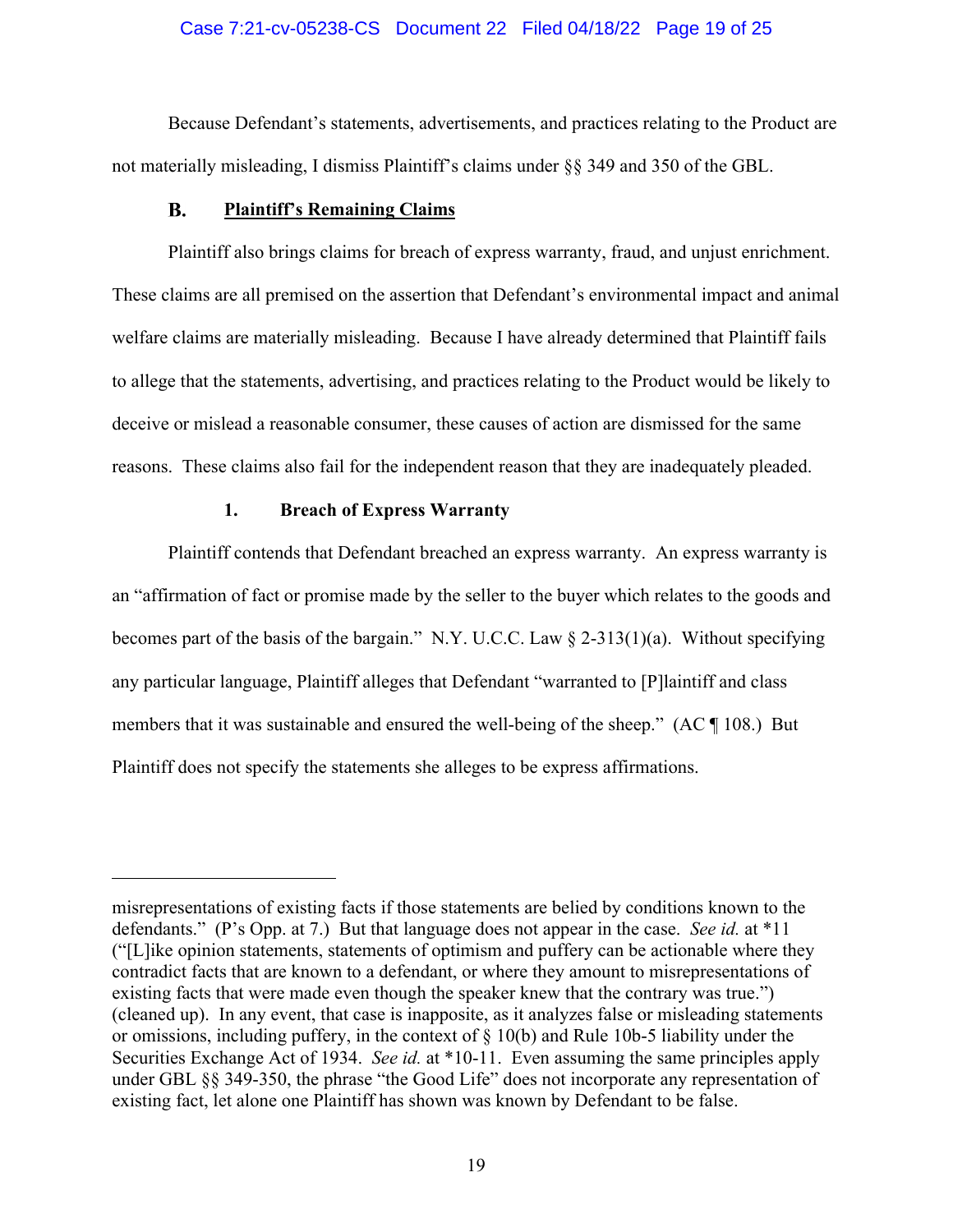Because Defendant's statements, advertisements, and practices relating to the Product are not materially misleading, I dismiss Plaintiff's claims under §§ 349 and 350 of the GBL.

### B. Plaintiff's Remaining Claims

Plaintiff also brings claims for breach of express warranty, fraud, and unjust enrichment. These claims are all premised on the assertion that Defendant's environmental impact and animal welfare claims are materially misleading. Because I have already determined that Plaintiff fails to allege that the statements, advertising, and practices relating to the Product would be likely to deceive or mislead a reasonable consumer, these causes of action are dismissed for the same reasons. These claims also fail for the independent reason that they are inadequately pleaded.

#### 1. Breach of Express Warranty

Plaintiff contends that Defendant breached an express warranty. An express warranty is an "affirmation of fact or promise made by the seller to the buyer which relates to the goods and becomes part of the basis of the bargain." N.Y. U.C.C. Law § 2-313(1)(a). Without specifying any particular language, Plaintiff alleges that Defendant "warranted to [P]laintiff and class members that it was sustainable and ensured the well-being of the sheep." (AC ¶ 108.) But Plaintiff does not specify the statements she alleges to be express affirmations.

---

misrepresentations of existing facts if those statements are belied by conditions known to the defendants." (P's Opp. at 7.) But that language does not appear in the case. *See id.* at *11 ("[L]ike opinion statements, statements of optimism and puffery can be actionable where they contradict facts that are known to a defendant, or where they amount to misrepresentations of existing facts that were made even though the speaker knew that the contrary was true.") (cleaned up). In any event, that case is inapposite, as it analyzes false or misleading statements or omissions, including puffery, in the context of § 10(b) and Rule 10b-5 liability under the Securities Exchange Act of 1934. *See id.* at *10-11. Even assuming the same principles apply under GBL §§ 349-350, the phrase "the Good Life" does not incorporate any representation of existing fact, let alone one Plaintiff has shown was known by Defendant to be false.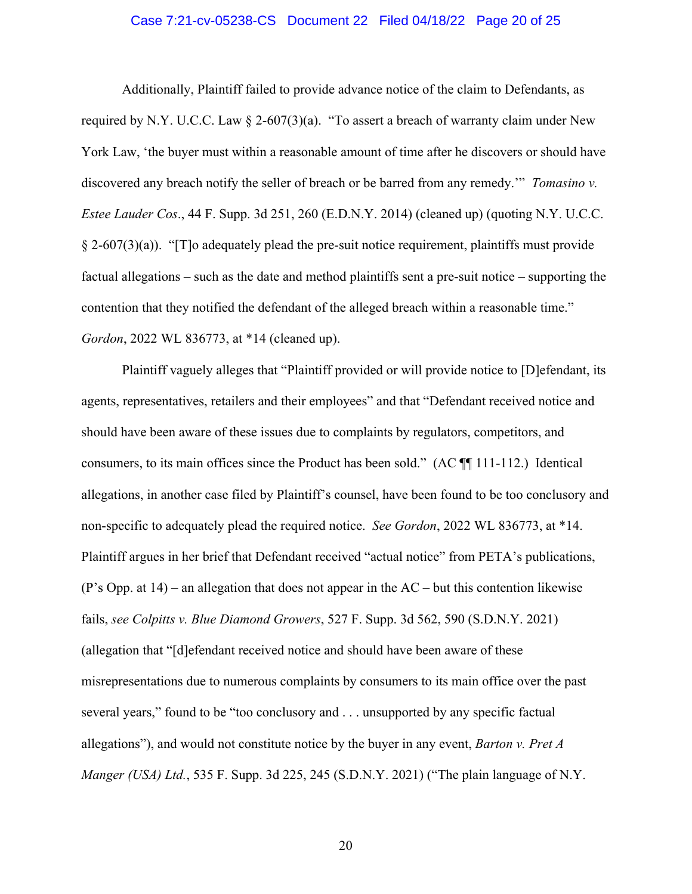Additionally, Plaintiff failed to provide advance notice of the claim to Defendants, as required by N.Y. U.C.C. Law § 2-607(3)(a). "To assert a breach of warranty claim under New York Law, 'the buyer must within a reasonable amount of time after he discovers or should have discovered any breach notify the seller of breach or be barred from any remedy.'" *Tomasino v. Estee Lauder Cos*., 44 F. Supp. 3d 251, 260 (E.D.N.Y. 2014) (cleaned up) (quoting N.Y. U.C.C. § 2-607(3)(a)). "[T]o adequately plead the pre-suit notice requirement, plaintiffs must provide factual allegations – such as the date and method plaintiffs sent a pre-suit notice – supporting the contention that they notified the defendant of the alleged breach within a reasonable time." *Gordon*, 2022 WL 836773, at *14 (cleaned up).

Plaintiff vaguely alleges that "Plaintiff provided or will provide notice to [D]efendant, its agents, representatives, retailers and their employees" and that "Defendant received notice and should have been aware of these issues due to complaints by regulators, competitors, and consumers, to its main offices since the Product has been sold." (AC ¶¶ 111-112.) Identical allegations, in another case filed by Plaintiff's counsel, have been found to be too conclusory and non-specific to adequately plead the required notice. *See Gordon*, 2022 WL 836773, at *14. Plaintiff argues in her brief that Defendant received "actual notice" from PETA's publications, (P's Opp. at 14) – an allegation that does not appear in the AC – but this contention likewise fails, *see Colpitts v. Blue Diamond Growers*, 527 F. Supp. 3d 562, 590 (S.D.N.Y. 2021) (allegation that "[d]efendant received notice and should have been aware of these misrepresentations due to numerous complaints by consumers to its main office over the past several years," found to be "too conclusory and . . . unsupported by any specific factual allegations"), and would not constitute notice by the buyer in any event, *Barton v. Pret A Manger (USA) Ltd.*, 535 F. Supp. 3d 225, 245 (S.D.N.Y. 2021) ("The plain language of N.Y.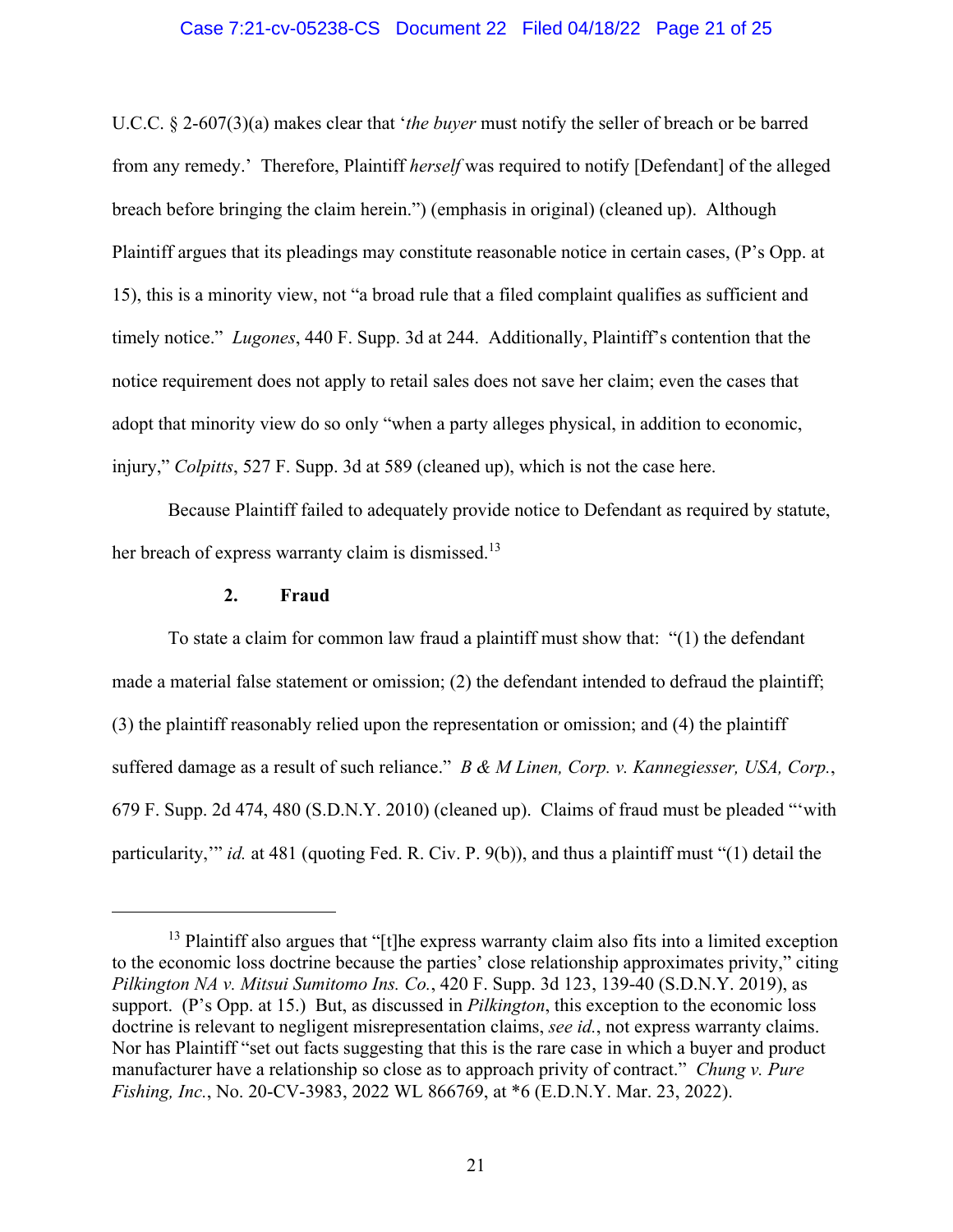U.C.C. § 2-607(3)(a) makes clear that '*the buyer* must notify the seller of breach or be barred from any remedy.' Therefore, Plaintiff *herself* was required to notify [Defendant] of the alleged breach before bringing the claim herein.") (emphasis in original) (cleaned up). Although Plaintiff argues that its pleadings may constitute reasonable notice in certain cases, (P's Opp. at 15), this is a minority view, not "a broad rule that a filed complaint qualifies as sufficient and timely notice." *Lugones*, 440 F. Supp. 3d at 244. Additionally, Plaintiff's contention that the notice requirement does not apply to retail sales does not save her claim; even the cases that adopt that minority view do so only "when a party alleges physical, in addition to economic, injury," *Colpitts*, 527 F. Supp. 3d at 589 (cleaned up), which is not the case here.

Because Plaintiff failed to adequately provide notice to Defendant as required by statute, her breach of express warranty claim is dismissed.[13]

### 2. Fraud

To state a claim for common law fraud a plaintiff must show that: "(1) the defendant made a material false statement or omission; (2) the defendant intended to defraud the plaintiff; (3) the plaintiff reasonably relied upon the representation or omission; and (4) the plaintiff suffered damage as a result of such reliance." *B & M Linen, Corp. v. Kannegiesser, USA, Corp.*, 679 F. Supp. 2d 474, 480 (S.D.N.Y. 2010) (cleaned up). Claims of fraud must be pleaded "'with particularity,'" *id.* at 481 (quoting Fed. R. Civ. P. 9(b)), and thus a plaintiff must "(1) detail the

---

[13] Plaintiff also argues that "[t]he express warranty claim also fits into a limited exception to the economic loss doctrine because the parties' close relationship approximates privity," citing *Pilkington NA v. Mitsui Sumitomo Ins. Co.*, 420 F. Supp. 3d 123, 139-40 (S.D.N.Y. 2019), as support. (P's Opp. at 15.) But, as discussed in *Pilkington*, this exception to the economic loss doctrine is relevant to negligent misrepresentation claims, *see id.*, not express warranty claims. Nor has Plaintiff "set out facts suggesting that this is the rare case in which a buyer and product manufacturer have a relationship so close as to approach privity of contract." *Chung v. Pure Fishing, Inc.*, No. 20-CV-3983, 2022 WL 866769, at *6 (E.D.N.Y. Mar. 23, 2022).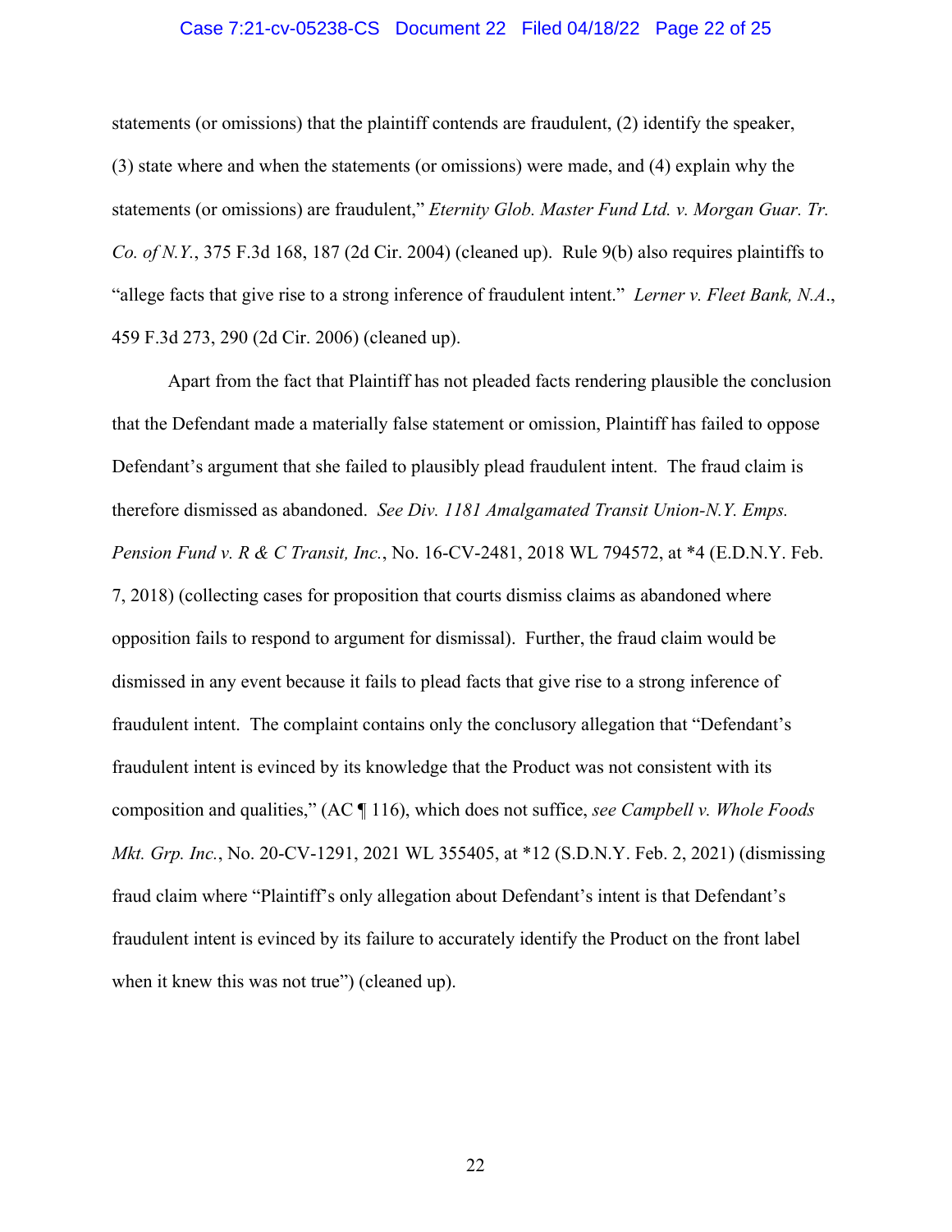statements (or omissions) that the plaintiff contends are fraudulent, (2) identify the speaker, (3) state where and when the statements (or omissions) were made, and (4) explain why the statements (or omissions) are fraudulent," *Eternity Glob. Master Fund Ltd. v. Morgan Guar. Tr. Co. of N.Y.*, 375 F.3d 168, 187 (2d Cir. 2004) (cleaned up). Rule 9(b) also requires plaintiffs to "allege facts that give rise to a strong inference of fraudulent intent." *Lerner v. Fleet Bank, N.A.*, 459 F.3d 273, 290 (2d Cir. 2006) (cleaned up).

Apart from the fact that Plaintiff has not pleaded facts rendering plausible the conclusion that the Defendant made a materially false statement or omission, Plaintiff has failed to oppose Defendant's argument that she failed to plausibly plead fraudulent intent. The fraud claim is therefore dismissed as abandoned. *See Div. 1181 Amalgamated Transit Union-N.Y. Emps. Pension Fund v. R & C Transit, Inc.*, No. 16-CV-2481, 2018 WL 794572, at *4 (E.D.N.Y. Feb. 7, 2018) (collecting cases for proposition that courts dismiss claims as abandoned where opposition fails to respond to argument for dismissal). Further, the fraud claim would be dismissed in any event because it fails to plead facts that give rise to a strong inference of fraudulent intent. The complaint contains only the conclusory allegation that "Defendant's fraudulent intent is evinced by its knowledge that the Product was not consistent with its composition and qualities," (AC ¶ 116), which does not suffice, *see Campbell v. Whole Foods Mkt. Grp. Inc.*, No. 20-CV-1291, 2021 WL 355405, at *12 (S.D.N.Y. Feb. 2, 2021) (dismissing fraud claim where "Plaintiff's only allegation about Defendant's intent is that Defendant's fraudulent intent is evinced by its failure to accurately identify the Product on the front label when it knew this was not true") (cleaned up).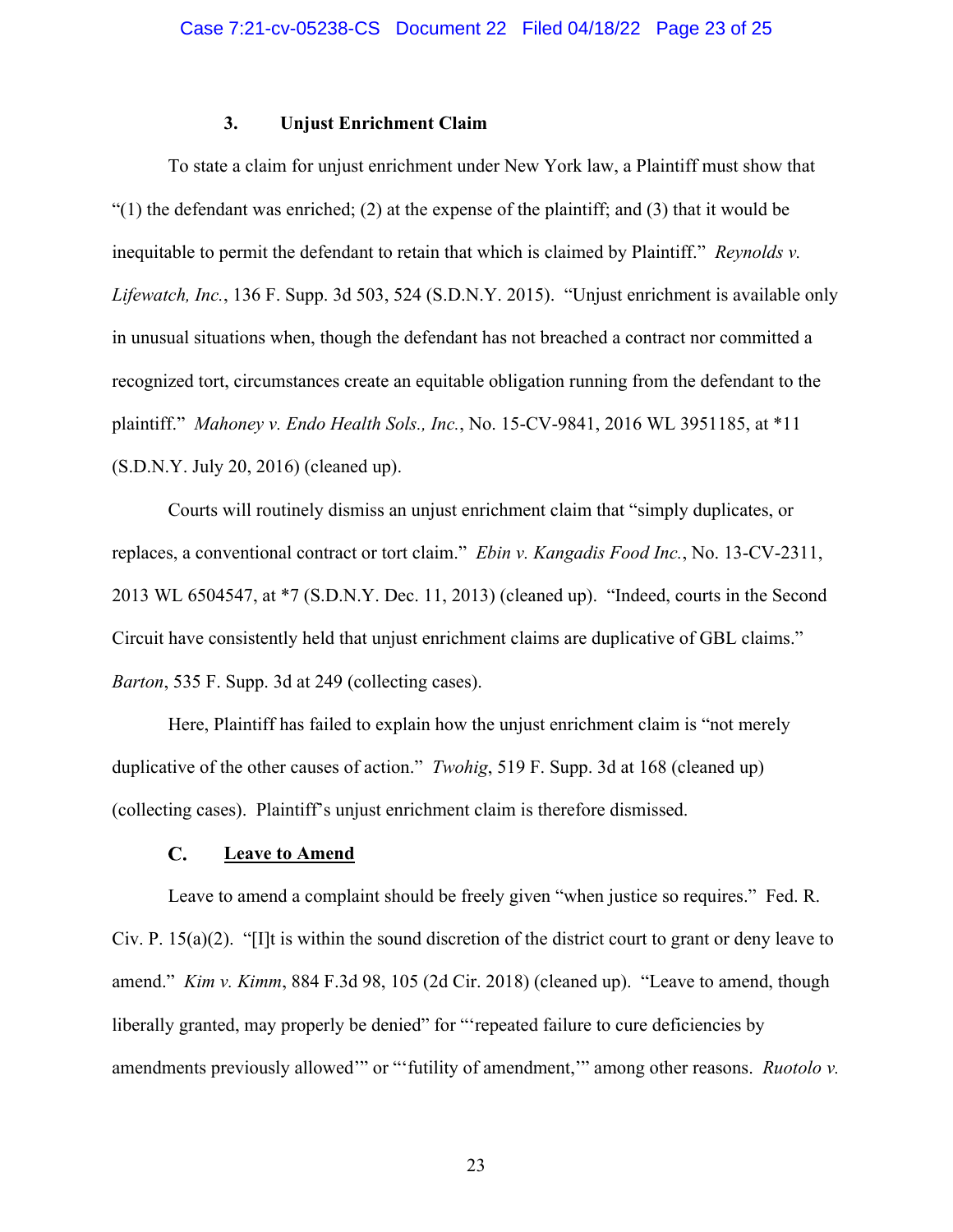### 3. Unjust Enrichment Claim

To state a claim for unjust enrichment under New York law, a Plaintiff must show that "(1) the defendant was enriched; (2) at the expense of the plaintiff; and (3) that it would be inequitable to permit the defendant to retain that which is claimed by Plaintiff." *Reynolds v. Lifewatch, Inc.*, 136 F. Supp. 3d 503, 524 (S.D.N.Y. 2015). "Unjust enrichment is available only in unusual situations when, though the defendant has not breached a contract nor committed a recognized tort, circumstances create an equitable obligation running from the defendant to the plaintiff." *Mahoney v. Endo Health Sols., Inc.*, No. 15-CV-9841, 2016 WL 3951185, at *11 (S.D.N.Y. July 20, 2016) (cleaned up).

Courts will routinely dismiss an unjust enrichment claim that "simply duplicates, or replaces, a conventional contract or tort claim." *Ebin v. Kangadis Food Inc.*, No. 13-CV-2311, 2013 WL 6504547, at *7 (S.D.N.Y. Dec. 11, 2013) (cleaned up). "Indeed, courts in the Second Circuit have consistently held that unjust enrichment claims are duplicative of GBL claims." *Barton*, 535 F. Supp. 3d at 249 (collecting cases).

Here, Plaintiff has failed to explain how the unjust enrichment claim is "not merely duplicative of the other causes of action." *Twohig*, 519 F. Supp. 3d at 168 (cleaned up) (collecting cases). Plaintiff's unjust enrichment claim is therefore dismissed.

## C. <u>Leave to Amend</u>

Leave to amend a complaint should be freely given "when justice so requires." Fed. R. Civ. P. 15(a)(2). "[I]t is within the sound discretion of the district court to grant or deny leave to amend." *Kim v. Kimm*, 884 F.3d 98, 105 (2d Cir. 2018) (cleaned up). "Leave to amend, though liberally granted, may properly be denied" for "'repeated failure to cure deficiencies by amendments previously allowed'" or "'futility of amendment,'" among other reasons. *Ruotolo v.*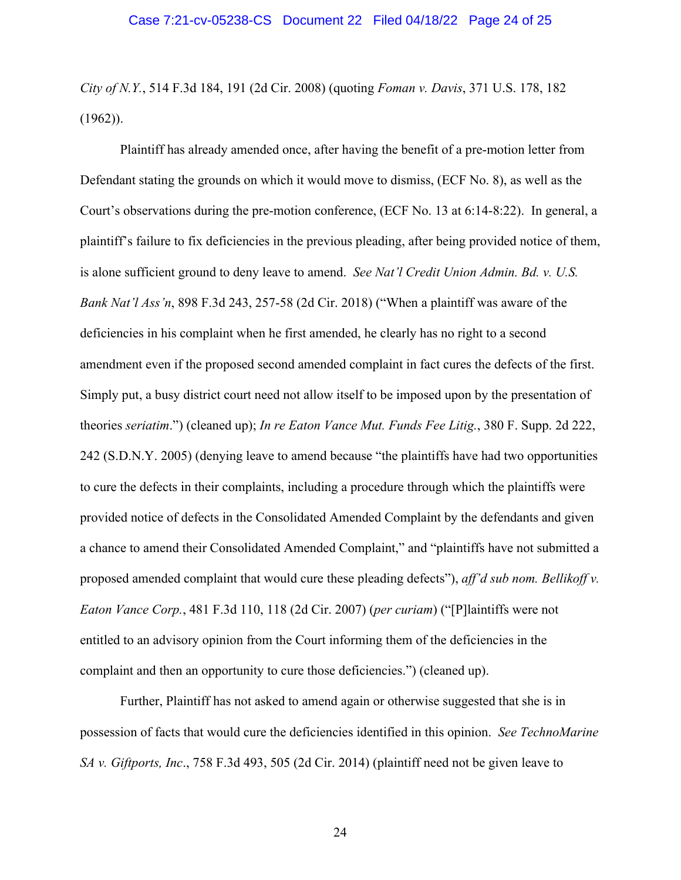*City of N.Y.*, 514 F.3d 184, 191 (2d Cir. 2008) (quoting *Foman v. Davis*, 371 U.S. 178, 182 (1962)).

Plaintiff has already amended once, after having the benefit of a pre-motion letter from Defendant stating the grounds on which it would move to dismiss, (ECF No. 8), as well as the Court's observations during the pre-motion conference, (ECF No. 13 at 6:14-8:22). In general, a plaintiff's failure to fix deficiencies in the previous pleading, after being provided notice of them, is alone sufficient ground to deny leave to amend. *See Nat'l Credit Union Admin. Bd. v. U.S. Bank Nat'l Ass'n*, 898 F.3d 243, 257-58 (2d Cir. 2018) ("When a plaintiff was aware of the deficiencies in his complaint when he first amended, he clearly has no right to a second amendment even if the proposed second amended complaint in fact cures the defects of the first. Simply put, a busy district court need not allow itself to be imposed upon by the presentation of theories *seriatim*.") (cleaned up); *In re Eaton Vance Mut. Funds Fee Litig.*, 380 F. Supp. 2d 222, 242 (S.D.N.Y. 2005) (denying leave to amend because "the plaintiffs have had two opportunities to cure the defects in their complaints, including a procedure through which the plaintiffs were provided notice of defects in the Consolidated Amended Complaint by the defendants and given a chance to amend their Consolidated Amended Complaint," and "plaintiffs have not submitted a proposed amended complaint that would cure these pleading defects"), *aff'd sub nom. Bellikoff v. Eaton Vance Corp.*, 481 F.3d 110, 118 (2d Cir. 2007) (*per curiam*) ("[P]laintiffs were not entitled to an advisory opinion from the Court informing them of the deficiencies in the complaint and then an opportunity to cure those deficiencies.") (cleaned up).

Further, Plaintiff has not asked to amend again or otherwise suggested that she is in possession of facts that would cure the deficiencies identified in this opinion. *See TechnoMarine SA v. Giftports, Inc.*, 758 F.3d 493, 505 (2d Cir. 2014) (plaintiff need not be given leave to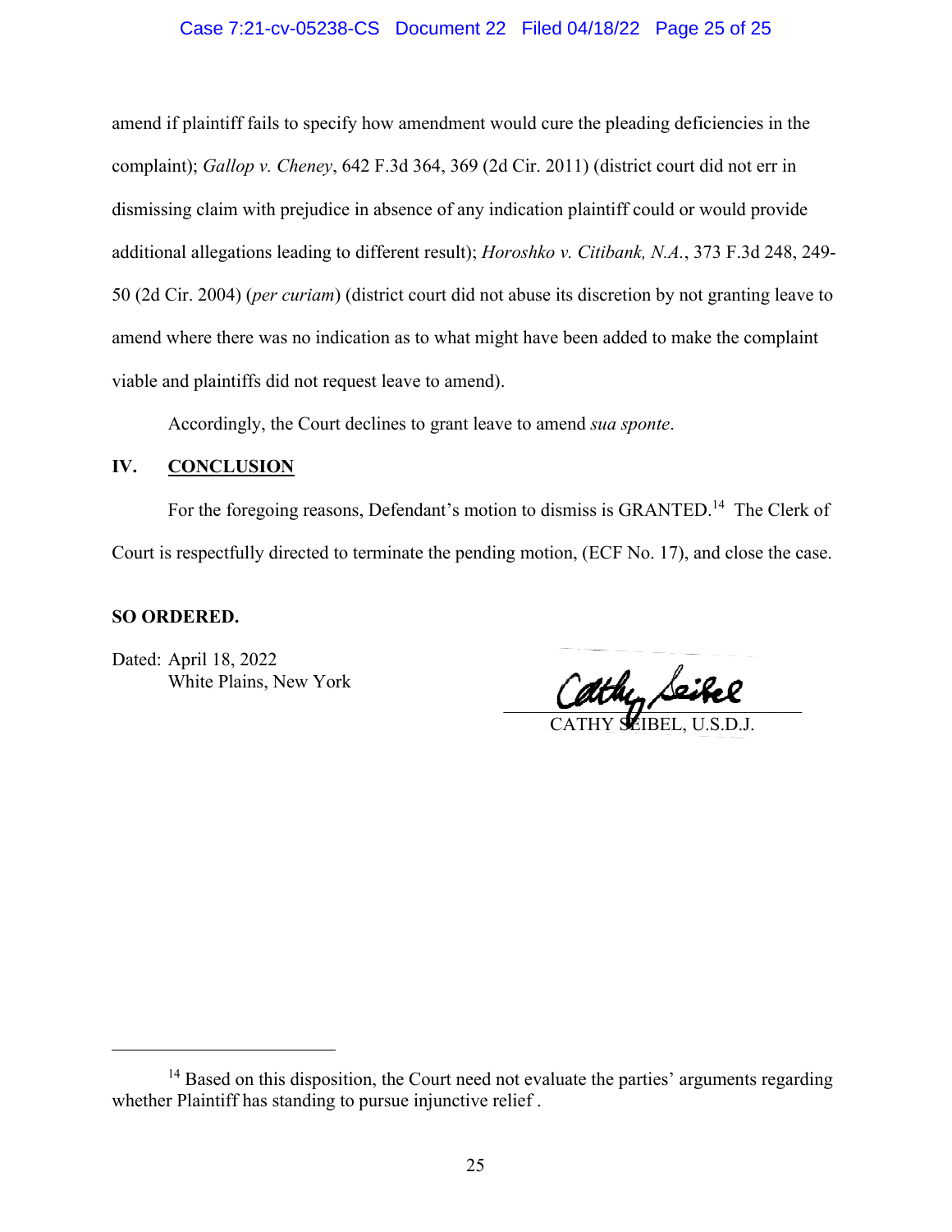amend if plaintiff fails to specify how amendment would cure the pleading deficiencies in the complaint); *Gallop v. Cheney*, 642 F.3d 364, 369 (2d Cir. 2011) (district court did not err in dismissing claim with prejudice in absence of any indication plaintiff could or would provide additional allegations leading to different result); *Horoshko v. Citibank, N.A.*, 373 F.3d 248, 249-50 (2d Cir. 2004) (*per curiam*) (district court did not abuse its discretion by not granting leave to amend where there was no indication as to what might have been added to make the complaint viable and plaintiffs did not request leave to amend).

Accordingly, the Court declines to grant leave to amend *sua sponte*.

## IV. CONCLUSION

For the foregoing reasons, Defendant's motion to dismiss is GRANTED.[14] The Clerk of Court is respectfully directed to terminate the pending motion, (ECF No. 17), and close the case.

**SO ORDERED.**

Dated: April 18, 2022
White Plains, New York

CATHY SEIBEL, U.S.D.J.

---

[14] Based on this disposition, the Court need not evaluate the parties' arguments regarding whether Plaintiff has standing to pursue injunctive relief .